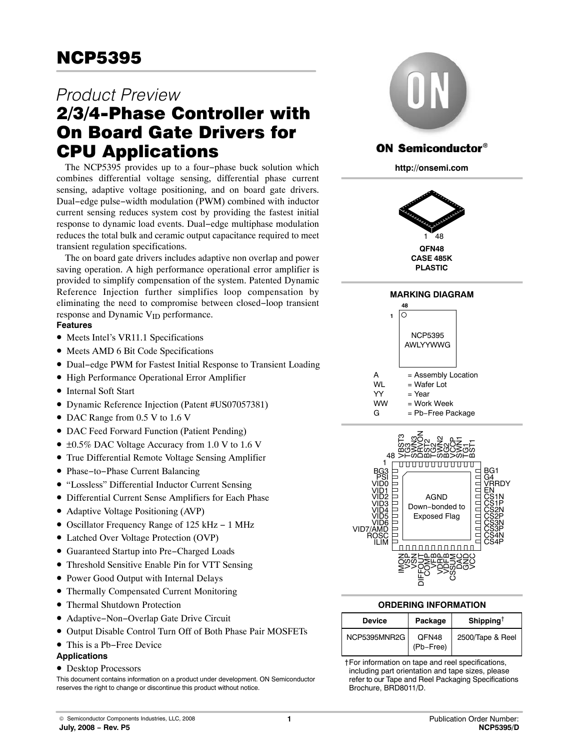# NCP5395

## Product Preview

# 2/3/4-Phase Controller with On Board Gate Drivers for CPU Applications

The NCP5395 provides up to a four−phase buck solution which combines differential voltage sensing, differential phase current sensing, adaptive voltage positioning, and on board gate drivers. Dual−edge pulse−width modulation (PWM) combined with inductor current sensing reduces system cost by providing the fastest initial response to dynamic load events. Dual−edge multiphase modulation reduces the total bulk and ceramic output capacitance required to meet transient regulation specifications.

The on board gate drivers includes adaptive non overlap and power saving operation. A high performance operational error amplifier is provided to simplify compensation of the system. Patented Dynamic Reference Injection further simplifies loop compensation by eliminating the need to compromise between closed−loop transient response and Dynamic $V_{ID}$ performance.

### Features

- Meets Intel's VR11.1 Specifications
- Meets AMD 6 Bit Code Specifications
- Dual−edge PWM for Fastest Initial Response to Transient Loading
- High Performance Operational Error Amplifier
- Internal Soft Start
- Dynamic Reference Injection (Patent #US07057381)
- DAC Range from 0.5 V to 1.6 V
- DAC Feed Forward Function (Patient Pending)
- ±0.5% DAC Voltage Accuracy from 1.0 V to 1.6 V
- True Differential Remote Voltage Sensing Amplifier
- Phase−to−Phase Current Balancing
- "Lossless" Differential Inductor Current Sensing
- Differential Current Sense Amplifiers for Each Phase
- Adaptive Voltage Positioning (AVP)
- Oscillator Frequency Range of 125 kHz − 1 MHz
- Latched Over Voltage Protection (OVP)
- Guaranteed Startup into Pre−Charged Loads
- Threshold Sensitive Enable Pin for VTT Sensing
- Power Good Output with Internal Delays
- Thermally Compensated Current Monitoring
- Thermal Shutdown Protection
- Adaptive−Non−Overlap Gate Drive Circuit
- Output Disable Control Turn Off of Both Phase Pair MOSFETs
- This is a Pb−Free Device

### Applications

- Desktop Processors

This document contains information on a product under development. ON Semiconductor reserves the right to change or discontinue this product without notice.

ON Semiconductor®

http://onsemi.com

QFN48
CASE 485K
PLASTIC

### MARKING DIAGRAM

NCP5395
AWLYYWWG

A = Assembly Location
WL = Wafer Lot
YY = Year
WW = Work Week
G = Pb−Free Package

Pin diagram (QFN48, AGND Down−bonded to Exposed Flag):

- Left side (pins 1–12): BG3, PSI, VID0, VID1, VID2, VID3, VID4, VID5, VID6, VID7/AMD, ROSC, ILIM
- Bottom side: IMON, VSP, VSN, DIFFOUT, COMP, VFB, VDRP, VDFB, CSSUM, DAC, GND, VCC
- Right side (bottom to top): CS4P, CS4N, CS3P, CS3N, CS2P, CS2N, CS1P, CS1N, EN, VRRDY, G4, BG1
- Top side (right to left, ending at pin 48): BST1, TG1, SWN1, VCCP, BG2, SWN2, TG2, BST2, DRVON, SWN3, TG3, VBST3

### ORDERING INFORMATION

| Device | Package | Shipping† |
|---|---|---|
| NCP5395MNR2G | QFN48 (Pb−Free) | 2500/Tape & Reel |

†For information on tape and reel specifications, including part orientation and tape sizes, please refer to our Tape and Reel Packaging Specifications Brochure, BRD8011/D.

© Semiconductor Components Industries, LLC, 2008
July, 2008 − Rev. P5

Publication Order Number:
NCP5395/D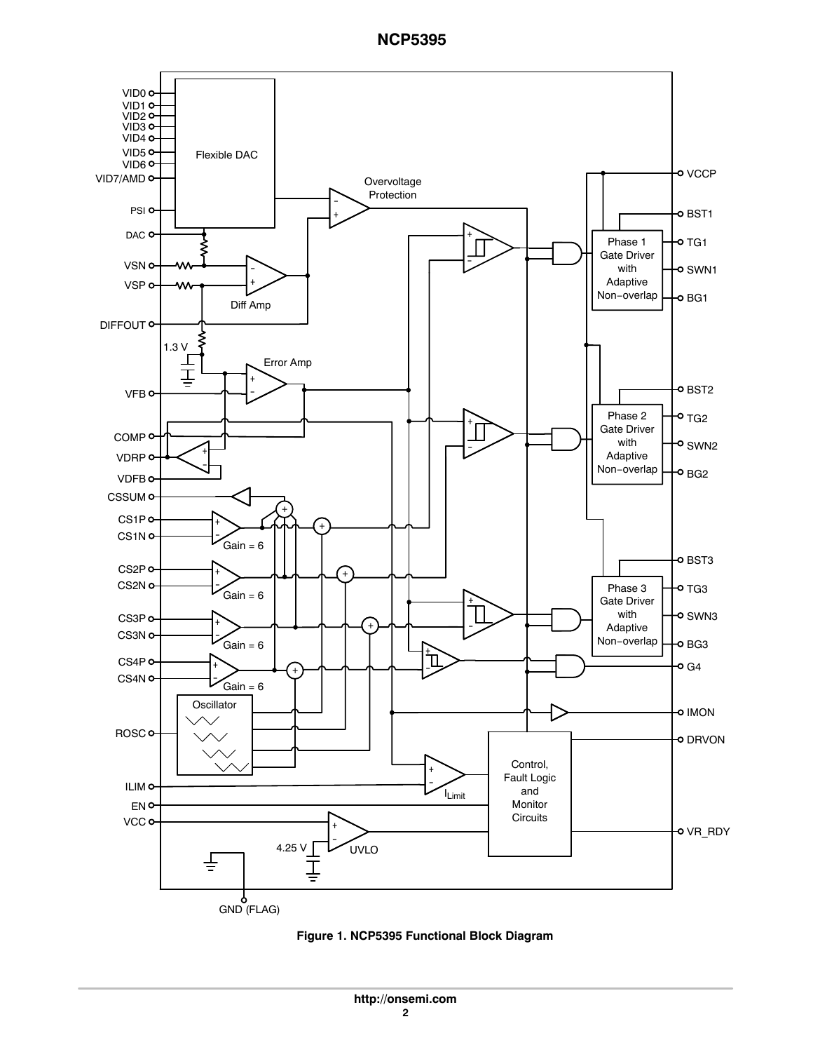Figure 1. NCP5395 Functional Block Diagram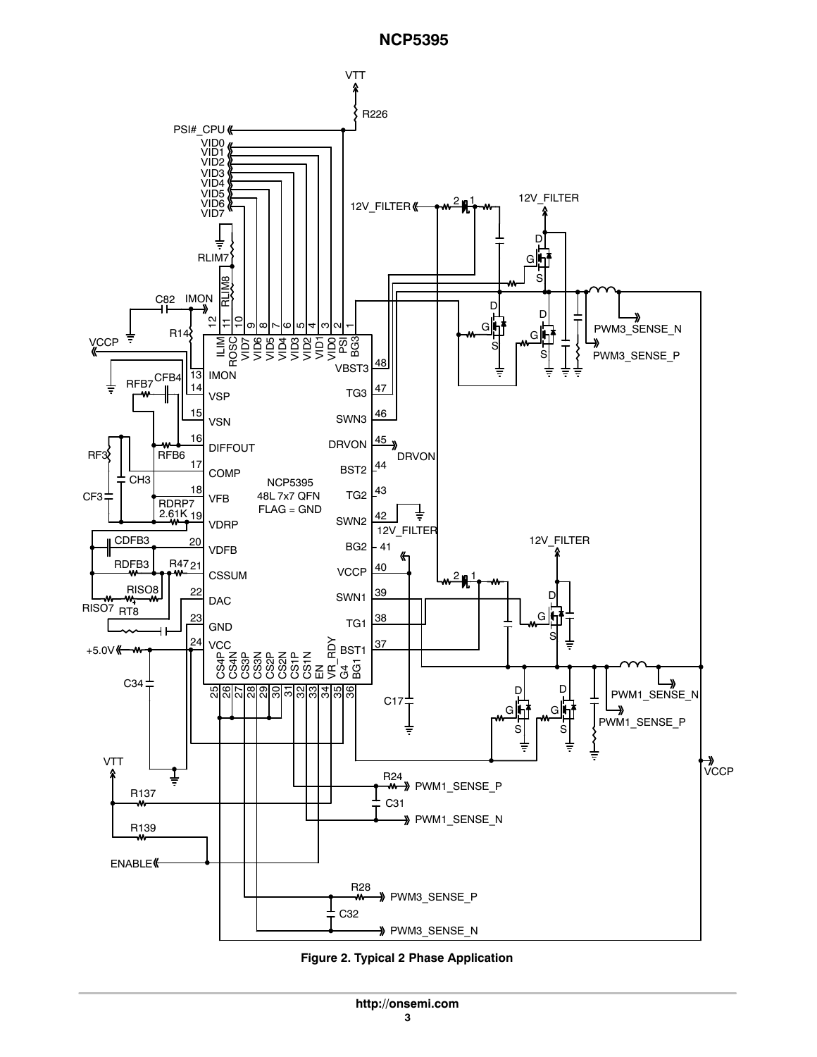Figure 2. Typical 2 Phase Application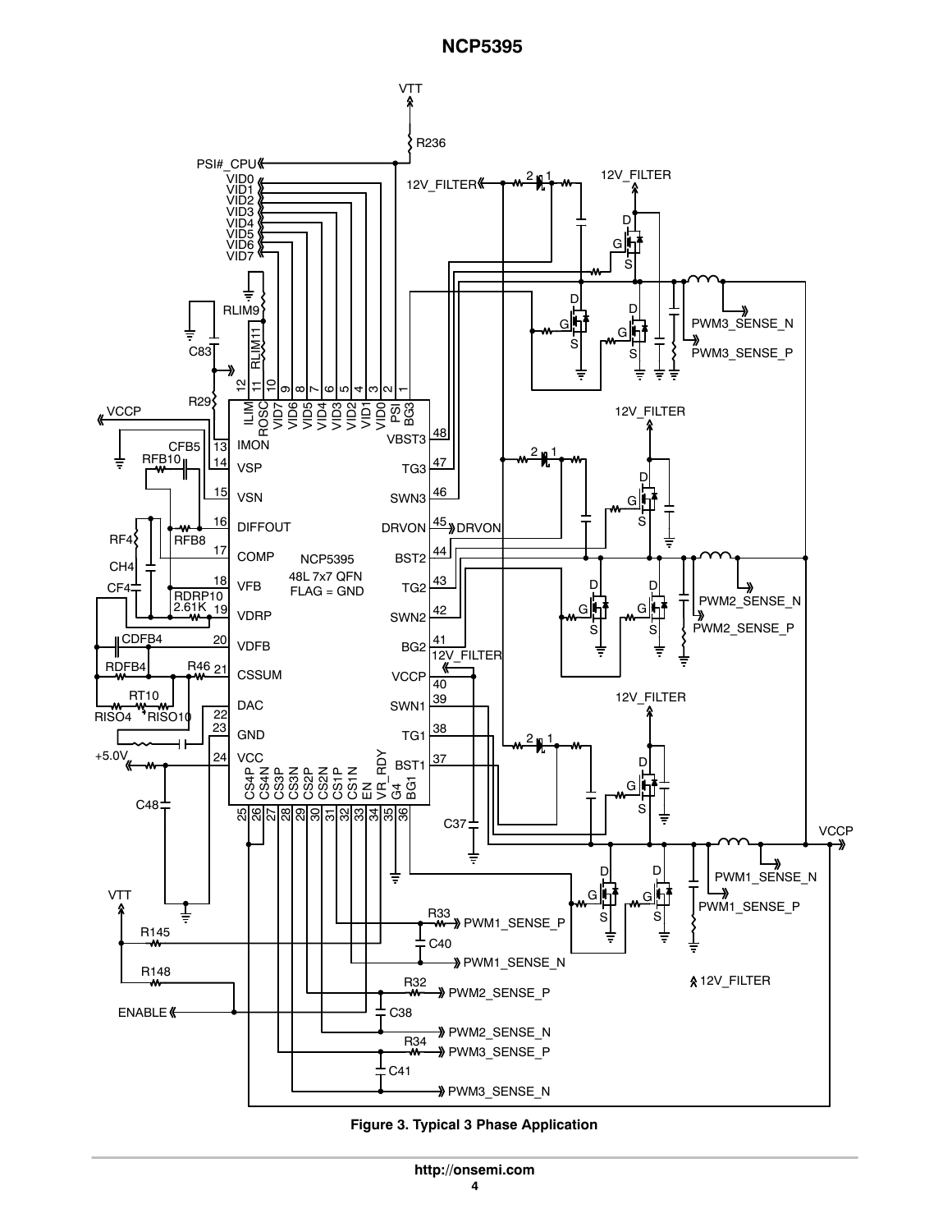Figure 3. Typical 3 Phase Application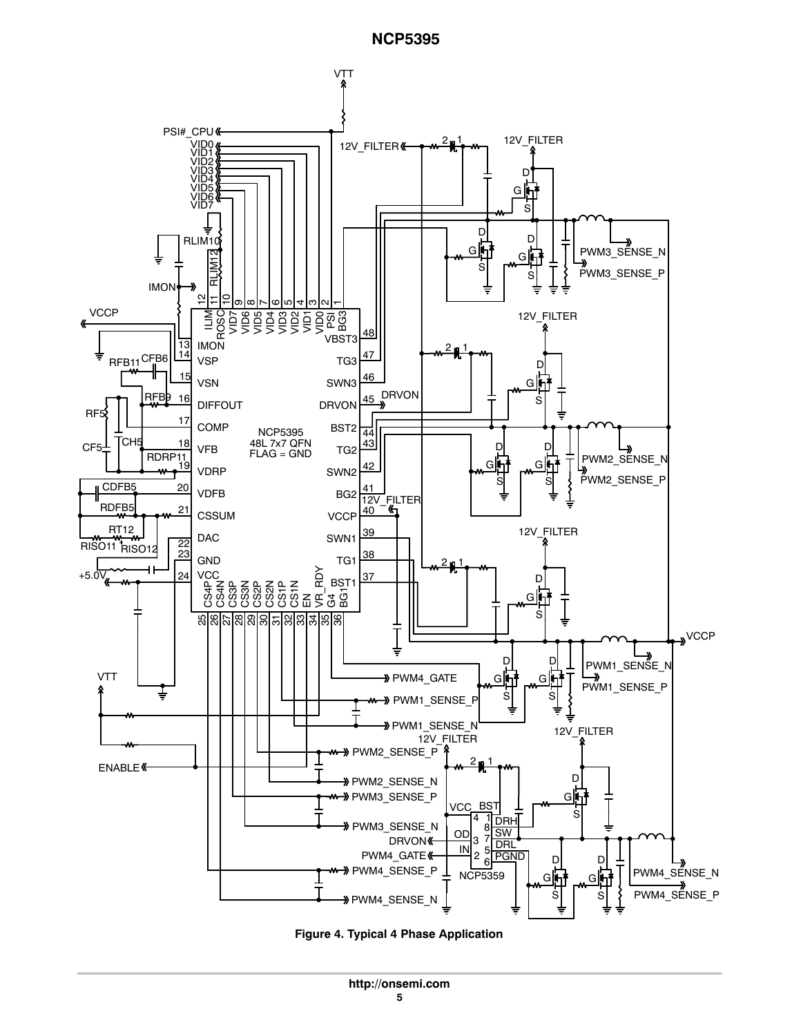**Figure 4. Typical 4 Phase Application**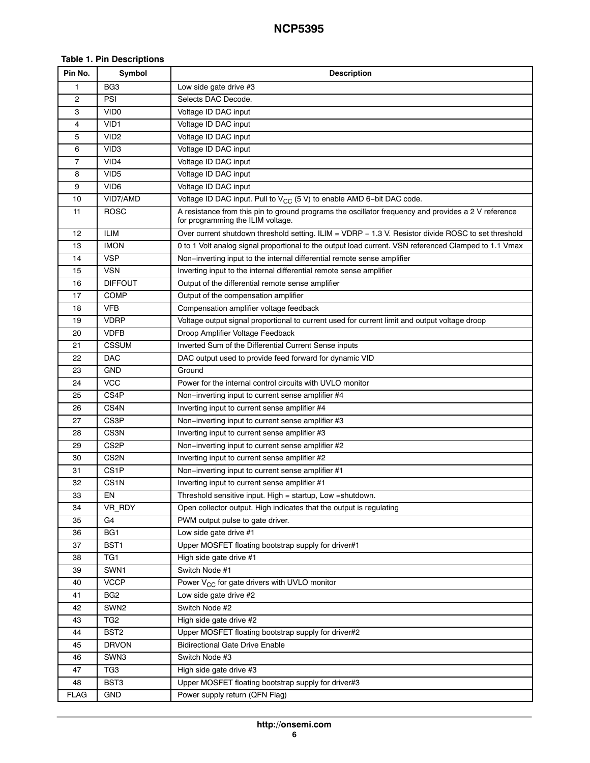**Table 1. Pin Descriptions**

| Pin No. | Symbol | Description |
|---|---|---|
| 1 | BG3 | Low side gate drive #3 |
| 2 | PSI | Selects DAC Decode. |
| 3 | VID0 | Voltage ID DAC input |
| 4 | VID1 | Voltage ID DAC input |
| 5 | VID2 | Voltage ID DAC input |
| 6 | VID3 | Voltage ID DAC input |
| 7 | VID4 | Voltage ID DAC input |
| 8 | VID5 | Voltage ID DAC input |
| 9 | VID6 | Voltage ID DAC input |
| 10 | VID7/AMD | Voltage ID DAC input. Pull to $V_{CC}$ (5 V) to enable AMD 6−bit DAC code. |
| 11 | ROSC | A resistance from this pin to ground programs the oscillator frequency and provides a 2 V reference for programming the ILIM voltage. |
| 12 | ILIM | Over current shutdown threshold setting. ILIM = VDRP − 1.3 V. Resistor divide ROSC to set threshold |
| 13 | IMON | 0 to 1 Volt analog signal proportional to the output load current. VSN referenced Clamped to 1.1 Vmax |
| 14 | VSP | Non−inverting input to the internal differential remote sense amplifier |
| 15 | VSN | Inverting input to the internal differential remote sense amplifier |
| 16 | DIFFOUT | Output of the differential remote sense amplifier |
| 17 | COMP | Output of the compensation amplifier |
| 18 | VFB | Compensation amplifier voltage feedback |
| 19 | VDRP | Voltage output signal proportional to current used for current limit and output voltage droop |
| 20 | VDFB | Droop Amplifier Voltage Feedback |
| 21 | CSSUM | Inverted Sum of the Differential Current Sense inputs |
| 22 | DAC | DAC output used to provide feed forward for dynamic VID |
| 23 | GND | Ground |
| 24 | VCC | Power for the internal control circuits with UVLO monitor |
| 25 | CS4P | Non−inverting input to current sense amplifier #4 |
| 26 | CS4N | Inverting input to current sense amplifier #4 |
| 27 | CS3P | Non−inverting input to current sense amplifier #3 |
| 28 | CS3N | Inverting input to current sense amplifier #3 |
| 29 | CS2P | Non−inverting input to current sense amplifier #2 |
| 30 | CS2N | Inverting input to current sense amplifier #2 |
| 31 | CS1P | Non−inverting input to current sense amplifier #1 |
| 32 | CS1N | Inverting input to current sense amplifier #1 |
| 33 | EN | Threshold sensitive input. High = startup, Low =shutdown. |
| 34 | VR_RDY | Open collector output. High indicates that the output is regulating |
| 35 | G4 | PWM output pulse to gate driver. |
| 36 | BG1 | Low side gate drive #1 |
| 37 | BST1 | Upper MOSFET floating bootstrap supply for driver#1 |
| 38 | TG1 | High side gate drive #1 |
| 39 | SWN1 | Switch Node #1 |
| 40 | VCCP | Power $V_{CC}$ for gate drivers with UVLO monitor |
| 41 | BG2 | Low side gate drive #2 |
| 42 | SWN2 | Switch Node #2 |
| 43 | TG2 | High side gate drive #2 |
| 44 | BST2 | Upper MOSFET floating bootstrap supply for driver#2 |
| 45 | DRVON | Bidirectional Gate Drive Enable |
| 46 | SWN3 | Switch Node #3 |
| 47 | TG3 | High side gate drive #3 |
| 48 | BST3 | Upper MOSFET floating bootstrap supply for driver#3 |
| FLAG | GND | Power supply return (QFN Flag) |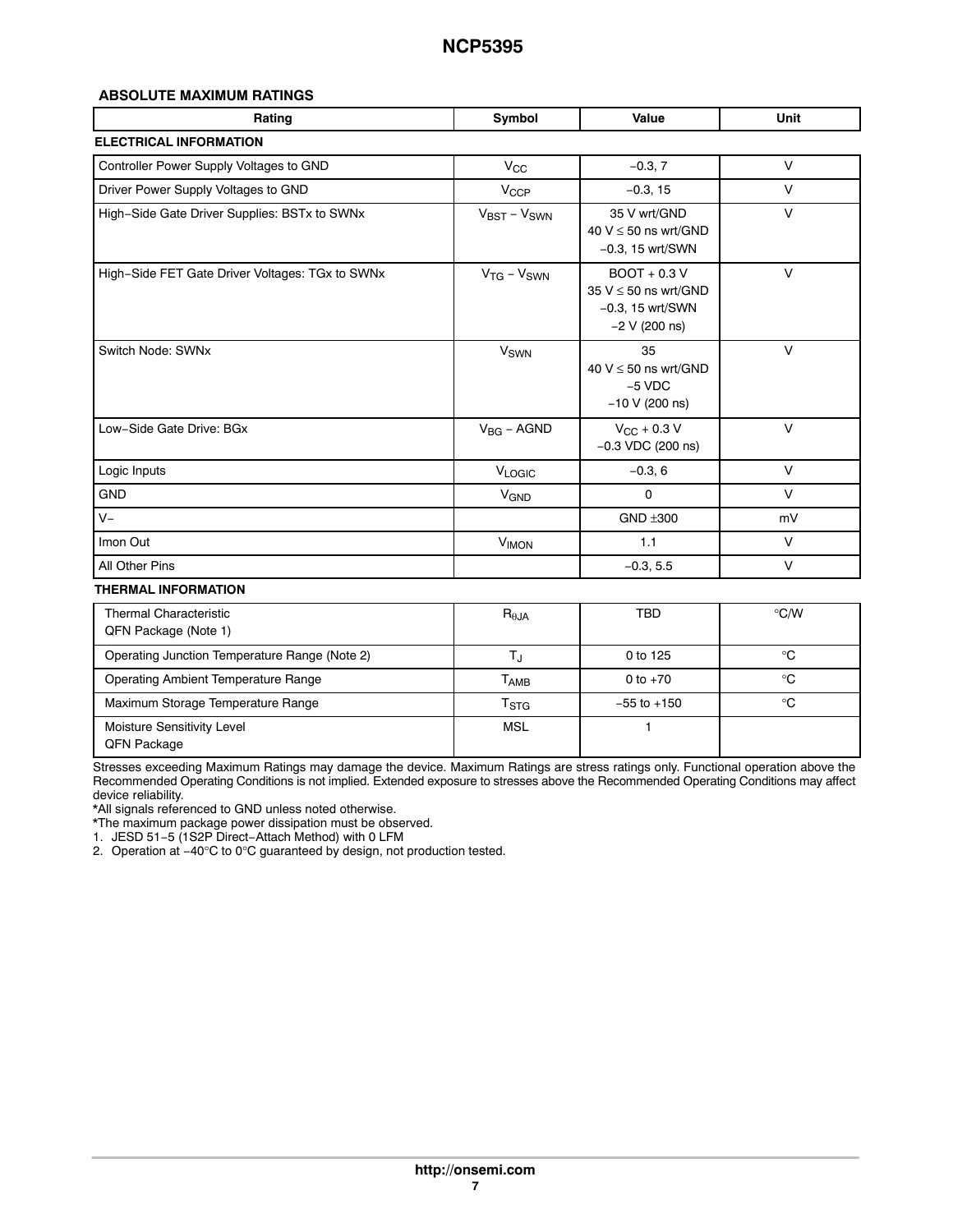## ABSOLUTE MAXIMUM RATINGS

| Rating | Symbol | Value | Unit |
|---|---|---|---|
| **ELECTRICAL INFORMATION** | | | |
| Controller Power Supply Voltages to GND | $V_{CC}$ | −0.3, 7 | V |
| Driver Power Supply Voltages to GND | $V_{CCP}$ | −0.3, 15 | V |
| High−Side Gate Driver Supplies: BSTx to SWNx | $V_{BST} - V_{SWN}$ | 35 V wrt/GND<br>40 V ≤ 50 ns wrt/GND<br>−0.3, 15 wrt/SWN | V |
| High−Side FET Gate Driver Voltages: TGx to SWNx | $V_{TG} - V_{SWN}$ | BOOT + 0.3 V<br>35 V ≤ 50 ns wrt/GND<br>−0.3, 15 wrt/SWN<br>−2 V (200 ns) | V |
| Switch Node: SWNx | $V_{SWN}$ | 35<br>40 V ≤ 50 ns wrt/GND<br>−5 VDC<br>−10 V (200 ns) | V |
| Low−Side Gate Drive: BGx | $V_{BG}$ − AGND | $V_{CC}$ + 0.3 V<br>−0.3 VDC (200 ns) | V |
| Logic Inputs | $V_{LOGIC}$ | −0.3, 6 | V |
| GND | $V_{GND}$ | 0 | V |
| V− | | GND ±300 | mV |
| Imon Out | $V_{IMON}$ | 1.1 | V |
| All Other Pins | | −0.3, 5.5 | V |
| **THERMAL INFORMATION** | | | |
| Thermal Characteristic<br>QFN Package (Note 1) | $R_{\theta JA}$ | TBD | °C/W |
| Operating Junction Temperature Range (Note 2) | $T_J$ | 0 to 125 | °C |
| Operating Ambient Temperature Range | $T_{AMB}$ | 0 to +70 | °C |
| Maximum Storage Temperature Range | $T_{STG}$ | −55 to +150 | °C |
| Moisture Sensitivity Level<br>QFN Package | MSL | 1 | |

Stresses exceeding Maximum Ratings may damage the device. Maximum Ratings are stress ratings only. Functional operation above the Recommended Operating Conditions is not implied. Extended exposure to stresses above the Recommended Operating Conditions may affect device reliability.

*All signals referenced to GND unless noted otherwise.

*The maximum package power dissipation must be observed.

1. JESD 51−5 (1S2P Direct−Attach Method) with 0 LFM
2. Operation at −40°C to 0°C guaranteed by design, not production tested.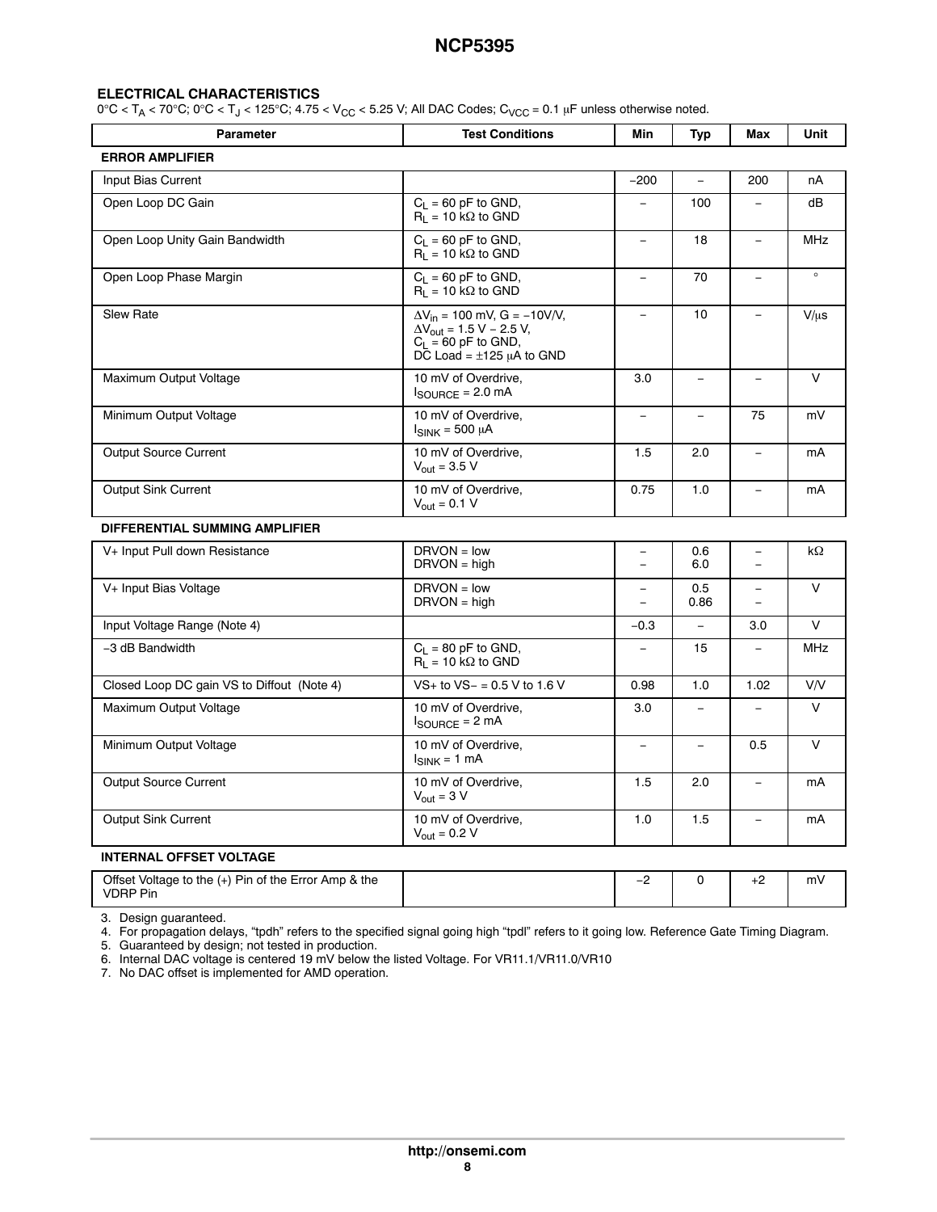## ELECTRICAL CHARACTERISTICS

0°C < $T_A$ < 70°C; 0°C < $T_J$ < 125°C; 4.75 < $V_{CC}$ < 5.25 V; All DAC Codes; $C_{VCC}$ = 0.1 μF unless otherwise noted.

| Parameter | Test Conditions | Min | Typ | Max | Unit |
|---|---|---|---|---|---|
| **ERROR AMPLIFIER** | | | | | |
| Input Bias Current | | −200 | − | 200 | nA |
| Open Loop DC Gain | $C_L$ = 60 pF to GND, $R_L$ = 10 kΩ to GND | − | 100 | − | dB |
| Open Loop Unity Gain Bandwidth | $C_L$ = 60 pF to GND, $R_L$ = 10 kΩ to GND | − | 18 | − | MHz |
| Open Loop Phase Margin | $C_L$ = 60 pF to GND, $R_L$ = 10 kΩ to GND | − | 70 | − | ° |
| Slew Rate | $\Delta V_{in}$ = 100 mV, G = −10V/V, $\Delta V_{out}$ = 1.5 V − 2.5 V, $C_L$ = 60 pF to GND, DC Load = ±125 μA to GND | − | 10 | − | V/μs |
| Maximum Output Voltage | 10 mV of Overdrive, $I_{SOURCE}$ = 2.0 mA | 3.0 | − | − | V |
| Minimum Output Voltage | 10 mV of Overdrive, $I_{SINK}$ = 500 μA | − | − | 75 | mV |
| Output Source Current | 10 mV of Overdrive, $V_{out}$ = 3.5 V | 1.5 | 2.0 | − | mA |
| Output Sink Current | 10 mV of Overdrive, $V_{out}$ = 0.1 V | 0.75 | 1.0 | − | mA |
| **DIFFERENTIAL SUMMING AMPLIFIER** | | | | | |
| V+ Input Pull down Resistance | DRVON = low<br>DRVON = high | −<br>− | 0.6<br>6.0 | −<br>− | kΩ |
| V+ Input Bias Voltage | DRVON = low<br>DRVON = high | −<br>− | 0.5<br>0.86 | −<br>− | V |
| Input Voltage Range (Note 4) | | −0.3 | − | 3.0 | V |
| −3 dB Bandwidth | $C_L$ = 80 pF to GND, $R_L$ = 10 kΩ to GND | − | 15 | − | MHz |
| Closed Loop DC gain VS to Diffout (Note 4) | VS+ to VS− = 0.5 V to 1.6 V | 0.98 | 1.0 | 1.02 | V/V |
| Maximum Output Voltage | 10 mV of Overdrive, $I_{SOURCE}$ = 2 mA | 3.0 | − | − | V |
| Minimum Output Voltage | 10 mV of Overdrive, $I_{SINK}$ = 1 mA | − | − | 0.5 | V |
| Output Source Current | 10 mV of Overdrive, $V_{out}$ = 3 V | 1.5 | 2.0 | − | mA |
| Output Sink Current | 10 mV of Overdrive, $V_{out}$ = 0.2 V | 1.0 | 1.5 | − | mA |
| **INTERNAL OFFSET VOLTAGE** | | | | | |
| Offset Voltage to the (+) Pin of the Error Amp & the VDRP Pin | | −2 | 0 | +2 | mV |

3. Design guaranteed.
4. For propagation delays, "tpdh" refers to the specified signal going high "tpdl" refers to it going low. Reference Gate Timing Diagram.
5. Guaranteed by design; not tested in production.
6. Internal DAC voltage is centered 19 mV below the listed Voltage. For VR11.1/VR11.0/VR10
7. No DAC offset is implemented for AMD operation.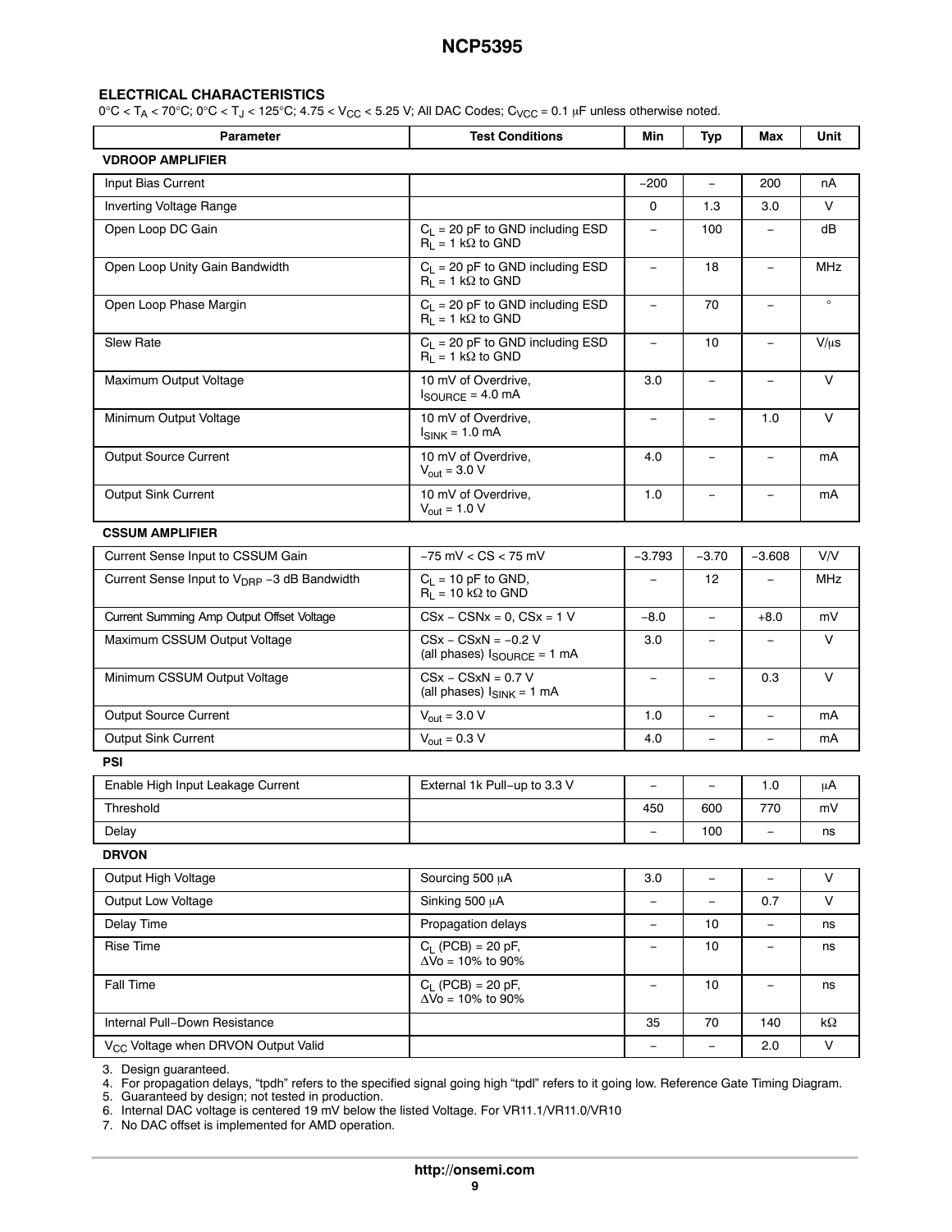## ELECTRICAL CHARACTERISTICS

0°C < $T_A$ < 70°C; 0°C < $T_J$ < 125°C; 4.75 < $V_{CC}$ < 5.25 V; All DAC Codes; $C_{VCC}$ = 0.1 μF unless otherwise noted.

| Parameter | Test Conditions | Min | Typ | Max | Unit |
|---|---|---|---|---|---|
| **VDROOP AMPLIFIER** | | | | | |
| Input Bias Current | | −200 | – | 200 | nA |
| Inverting Voltage Range | | 0 | 1.3 | 3.0 | V |
| Open Loop DC Gain | $C_L$ = 20 pF to GND including ESD $R_L$ = 1 kΩ to GND | – | 100 | – | dB |
| Open Loop Unity Gain Bandwidth | $C_L$ = 20 pF to GND including ESD $R_L$ = 1 kΩ to GND | – | 18 | – | MHz |
| Open Loop Phase Margin | $C_L$ = 20 pF to GND including ESD $R_L$ = 1 kΩ to GND | – | 70 | – | ° |
| Slew Rate | $C_L$ = 20 pF to GND including ESD $R_L$ = 1 kΩ to GND | – | 10 | – | V/μs |
| Maximum Output Voltage | 10 mV of Overdrive, $I_{SOURCE}$ = 4.0 mA | 3.0 | – | – | V |
| Minimum Output Voltage | 10 mV of Overdrive, $I_{SINK}$ = 1.0 mA | – | – | 1.0 | V |
| Output Source Current | 10 mV of Overdrive, $V_{out}$ = 3.0 V | 4.0 | – | – | mA |
| Output Sink Current | 10 mV of Overdrive, $V_{out}$ = 1.0 V | 1.0 | – | – | mA |
| **CSSUM AMPLIFIER** | | | | | |
| Current Sense Input to CSSUM Gain | −75 mV < CS < 75 mV | −3.793 | −3.70 | −3.608 | V/V |
| Current Sense Input to $V_{DRP}$ −3 dB Bandwidth | $C_L$ = 10 pF to GND, $R_L$ = 10 kΩ to GND | – | 12 | – | MHz |
| Current Summing Amp Output Offset Voltage | CSx − CSNx = 0, CSx = 1 V | −8.0 | – | +8.0 | mV |
| Maximum CSSUM Output Voltage | CSx − CSxN = −0.2 V (all phases) $I_{SOURCE}$ = 1 mA | 3.0 | – | – | V |
| Minimum CSSUM Output Voltage | CSx − CSxN = 0.7 V (all phases) $I_{SINK}$ = 1 mA | – | – | 0.3 | V |
| Output Source Current | $V_{out}$ = 3.0 V | 1.0 | – | – | mA |
| Output Sink Current | $V_{out}$ = 0.3 V | 4.0 | – | – | mA |
| **PSI** | | | | | |
| Enable High Input Leakage Current | External 1k Pull−up to 3.3 V | – | – | 1.0 | μA |
| Threshold | | 450 | 600 | 770 | mV |
| Delay | | – | 100 | – | ns |
| **DRVON** | | | | | |
| Output High Voltage | Sourcing 500 μA | 3.0 | – | – | V |
| Output Low Voltage | Sinking 500 μA | – | – | 0.7 | V |
| Delay Time | Propagation delays | – | 10 | – | ns |
| Rise Time | $C_L$ (PCB) = 20 pF, ΔVo = 10% to 90% | – | 10 | – | ns |
| Fall Time | $C_L$ (PCB) = 20 pF, ΔVo = 10% to 90% | – | 10 | – | ns |
| Internal Pull−Down Resistance | | 35 | 70 | 140 | kΩ |
| $V_{CC}$ Voltage when DRVON Output Valid | | – | – | 2.0 | V |

3. Design guaranteed.
4. For propagation delays, “tpdh” refers to the specified signal going high “tpdl” refers to it going low. Reference Gate Timing Diagram.
5. Guaranteed by design; not tested in production.
6. Internal DAC voltage is centered 19 mV below the listed Voltage. For VR11.1/VR11.0/VR10
7. No DAC offset is implemented for AMD operation.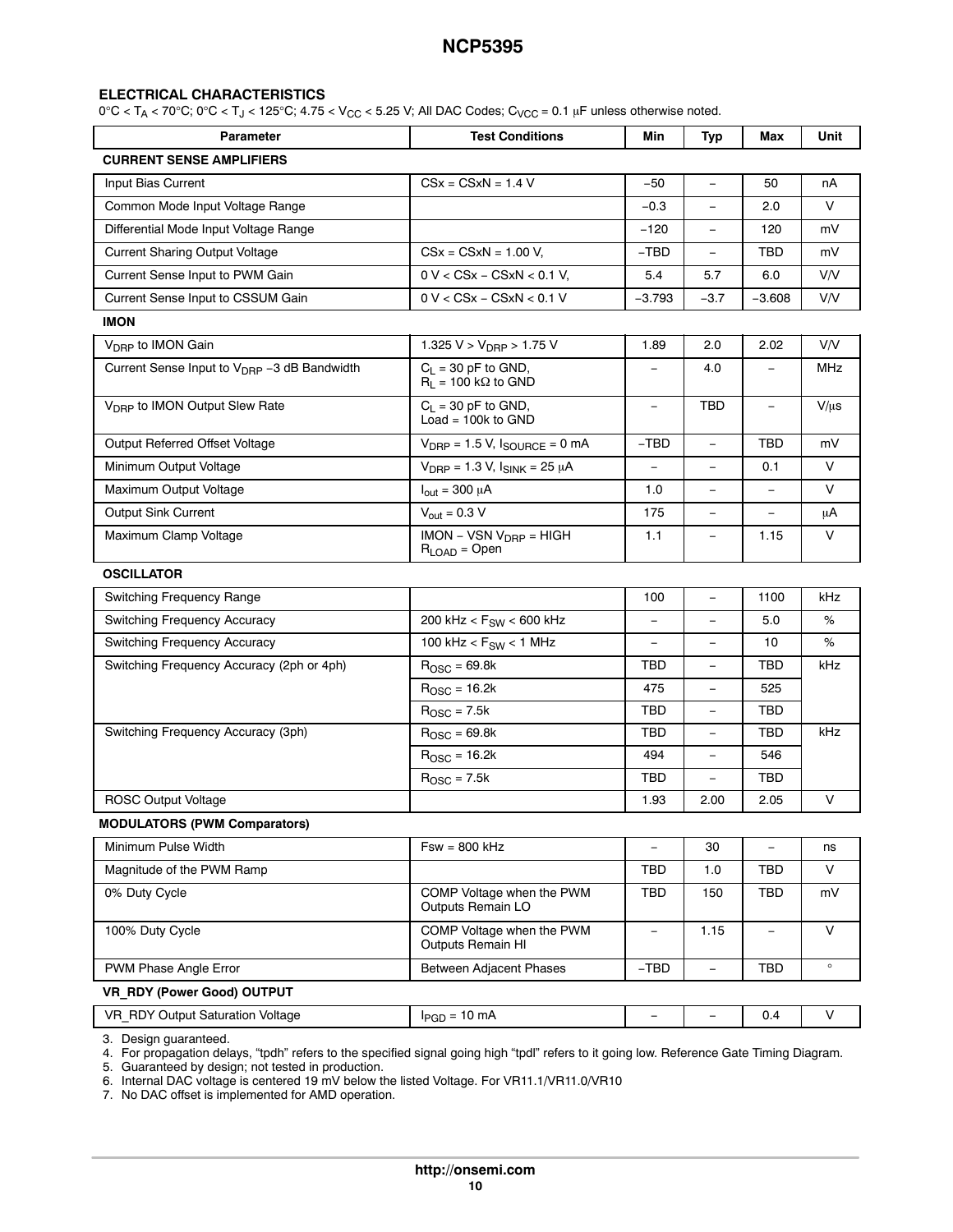## ELECTRICAL CHARACTERISTICS

0°C < $T_A$ < 70°C; 0°C < $T_J$ < 125°C; 4.75 < $V_{CC}$ < 5.25 V; All DAC Codes; $C_{VCC}$ = 0.1 μF unless otherwise noted.

| Parameter | Test Conditions | Min | Typ | Max | Unit |
|---|---|---|---|---|---|
| **CURRENT SENSE AMPLIFIERS** | | | | | |
| Input Bias Current | CSx = CSxN = 1.4 V | −50 | – | 50 | nA |
| Common Mode Input Voltage Range | | −0.3 | – | 2.0 | V |
| Differential Mode Input Voltage Range | | −120 | – | 120 | mV |
| Current Sharing Output Voltage | CSx = CSxN = 1.00 V, | −TBD | – | TBD | mV |
| Current Sense Input to PWM Gain | 0 V < CSx − CSxN < 0.1 V, | 5.4 | 5.7 | 6.0 | V/V |
| Current Sense Input to CSSUM Gain | 0 V < CSx − CSxN < 0.1 V | −3.793 | −3.7 | −3.608 | V/V |
| **IMON** | | | | | |
| $V_{DRP}$ to IMON Gain | 1.325 V > $V_{DRP}$ > 1.75 V | 1.89 | 2.0 | 2.02 | V/V |
| Current Sense Input to $V_{DRP}$ −3 dB Bandwidth | $C_L$ = 30 pF to GND, $R_L$ = 100 kΩ to GND | – | 4.0 | – | MHz |
| $V_{DRP}$ to IMON Output Slew Rate | $C_L$ = 30 pF to GND, Load = 100k to GND | – | TBD | – | V/μs |
| Output Referred Offset Voltage | $V_{DRP}$ = 1.5 V, $I_{SOURCE}$ = 0 mA | −TBD | – | TBD | mV |
| Minimum Output Voltage | $V_{DRP}$ = 1.3 V, $I_{SINK}$ = 25 μA | – | – | 0.1 | V |
| Maximum Output Voltage | $I_{out}$ = 300 μA | 1.0 | – | – | V |
| Output Sink Current | $V_{out}$ = 0.3 V | 175 | – | – | μA |
| Maximum Clamp Voltage | IMON − VSN $V_{DRP}$ = HIGH $R_{LOAD}$ = Open | 1.1 | – | 1.15 | V |
| **OSCILLATOR** | | | | | |
| Switching Frequency Range | | 100 | – | 1100 | kHz |
| Switching Frequency Accuracy | 200 kHz < $F_{SW}$ < 600 kHz | – | – | 5.0 | % |
| Switching Frequency Accuracy | 100 kHz < $F_{SW}$ < 1 MHz | – | – | 10 | % |
| Switching Frequency Accuracy (2ph or 4ph) | $R_{OSC}$ = 69.8k | TBD | – | TBD | kHz |
| | $R_{OSC}$ = 16.2k | 475 | – | 525 | |
| | $R_{OSC}$ = 7.5k | TBD | – | TBD | |
| Switching Frequency Accuracy (3ph) | $R_{OSC}$ = 69.8k | TBD | – | TBD | kHz |
| | $R_{OSC}$ = 16.2k | 494 | – | 546 | |
| | $R_{OSC}$ = 7.5k | TBD | – | TBD | |
| ROSC Output Voltage | | 1.93 | 2.00 | 2.05 | V |
| **MODULATORS (PWM Comparators)** | | | | | |
| Minimum Pulse Width | Fsw = 800 kHz | – | 30 | – | ns |
| Magnitude of the PWM Ramp | | TBD | 1.0 | TBD | V |
| 0% Duty Cycle | COMP Voltage when the PWM Outputs Remain LO | TBD | 150 | TBD | mV |
| 100% Duty Cycle | COMP Voltage when the PWM Outputs Remain HI | – | 1.15 | – | V |
| PWM Phase Angle Error | Between Adjacent Phases | −TBD | – | TBD | ° |
| **VR_RDY (Power Good) OUTPUT** | | | | | |
| VR_RDY Output Saturation Voltage | $I_{PGD}$ = 10 mA | – | – | 0.4 | V |

3. Design guaranteed.
4. For propagation delays, "tpdh" refers to the specified signal going high "tpdl" refers to it going low. Reference Gate Timing Diagram.
5. Guaranteed by design; not tested in production.
6. Internal DAC voltage is centered 19 mV below the listed Voltage. For VR11.1/VR11.0/VR10
7. No DAC offset is implemented for AMD operation.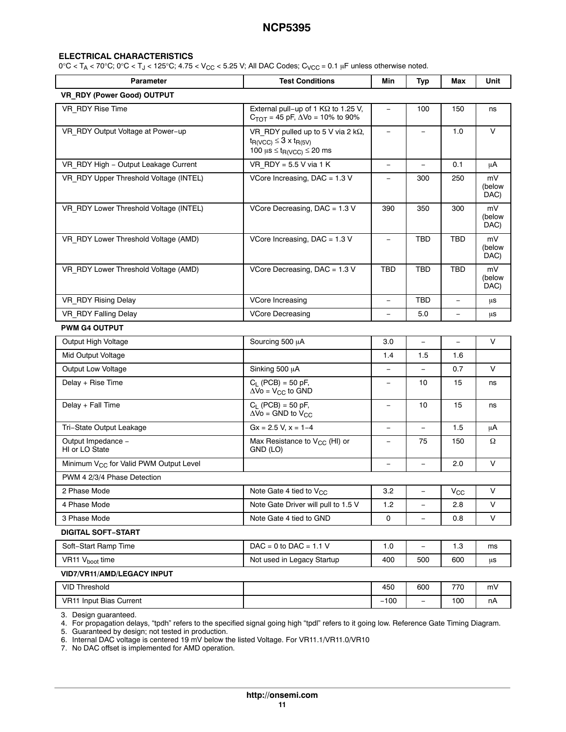## ELECTRICAL CHARACTERISTICS

0°C < $T_A$ < 70°C; 0°C < $T_J$ < 125°C; 4.75 < $V_{CC}$ < 5.25 V; All DAC Codes; $C_{VCC}$ = 0.1 μF unless otherwise noted.

| Parameter | Test Conditions | Min | Typ | Max | Unit |
|---|---|---|---|---|---|
| **VR_RDY (Power Good) OUTPUT** | | | | | |
| VR_RDY Rise Time | External pull−up of 1 KΩ to 1.25 V, $C_{TOT}$ = 45 pF, ΔVo = 10% to 90% | − | 100 | 150 | ns |
| VR_RDY Output Voltage at Power−up | VR_RDY pulled up to 5 V via 2 kΩ, $t_{R(VCC)} \leq 3 \times t_{R(5V)}$ 100 μs ≤ $t_{R(VCC)}$ ≤ 20 ms | − | − | 1.0 | V |
| VR_RDY High − Output Leakage Current | VR_RDY = 5.5 V via 1 K | − | − | 0.1 | μA |
| VR_RDY Upper Threshold Voltage (INTEL) | VCore Increasing, DAC = 1.3 V | − | 300 | 250 | mV (below DAC) |
| VR_RDY Lower Threshold Voltage (INTEL) | VCore Decreasing, DAC = 1.3 V | 390 | 350 | 300 | mV (below DAC) |
| VR_RDY Lower Threshold Voltage (AMD) | VCore Increasing, DAC = 1.3 V | − | TBD | TBD | mV (below DAC) |
| VR_RDY Lower Threshold Voltage (AMD) | VCore Decreasing, DAC = 1.3 V | TBD | TBD | TBD | mV (below DAC) |
| VR_RDY Rising Delay | VCore Increasing | − | TBD | − | μs |
| VR_RDY Falling Delay | VCore Decreasing | − | 5.0 | − | μs |
| **PWM G4 OUTPUT** | | | | | |
| Output High Voltage | Sourcing 500 μA | 3.0 | − | − | V |
| Mid Output Voltage | | 1.4 | 1.5 | 1.6 | |
| Output Low Voltage | Sinking 500 μA | − | − | 0.7 | V |
| Delay + Rise Time | $C_L$ (PCB) = 50 pF, ΔVo = $V_{CC}$ to GND | − | 10 | 15 | ns |
| Delay + Fall Time | $C_L$ (PCB) = 50 pF, ΔVo = GND to $V_{CC}$ | − | 10 | 15 | ns |
| Tri−State Output Leakage | Gx = 2.5 V, x = 1−4 | − | − | 1.5 | μA |
| Output Impedance − HI or LO State | Max Resistance to $V_{CC}$ (HI) or GND (LO) | − | 75 | 150 | Ω |
| Minimum $V_{CC}$ for Valid PWM Output Level | | − | − | 2.0 | V |
| PWM 4 2/3/4 Phase Detection | | | | | |
| 2 Phase Mode | Note Gate 4 tied to $V_{CC}$ | 3.2 | − | $V_{CC}$ | V |
| 4 Phase Mode | Note Gate Driver will pull to 1.5 V | 1.2 | − | 2.8 | V |
| 3 Phase Mode | Note Gate 4 tied to GND | 0 | − | 0.8 | V |
| **DIGITAL SOFT−START** | | | | | |
| Soft−Start Ramp Time | DAC = 0 to DAC = 1.1 V | 1.0 | − | 1.3 | ms |
| VR11 $V_{boot}$ time | Not used in Legacy Startup | 400 | 500 | 600 | μs |
| **VID7/VR11/AMD/LEGACY INPUT** | | | | | |
| VID Threshold | | 450 | 600 | 770 | mV |
| VR11 Input Bias Current | | −100 | − | 100 | nA |

3. Design guaranteed.
4. For propagation delays, "tpdh" refers to the specified signal going high "tpdl" refers to it going low. Reference Gate Timing Diagram.
5. Guaranteed by design; not tested in production.
6. Internal DAC voltage is centered 19 mV below the listed Voltage. For VR11.1/VR11.0/VR10
7. No DAC offset is implemented for AMD operation.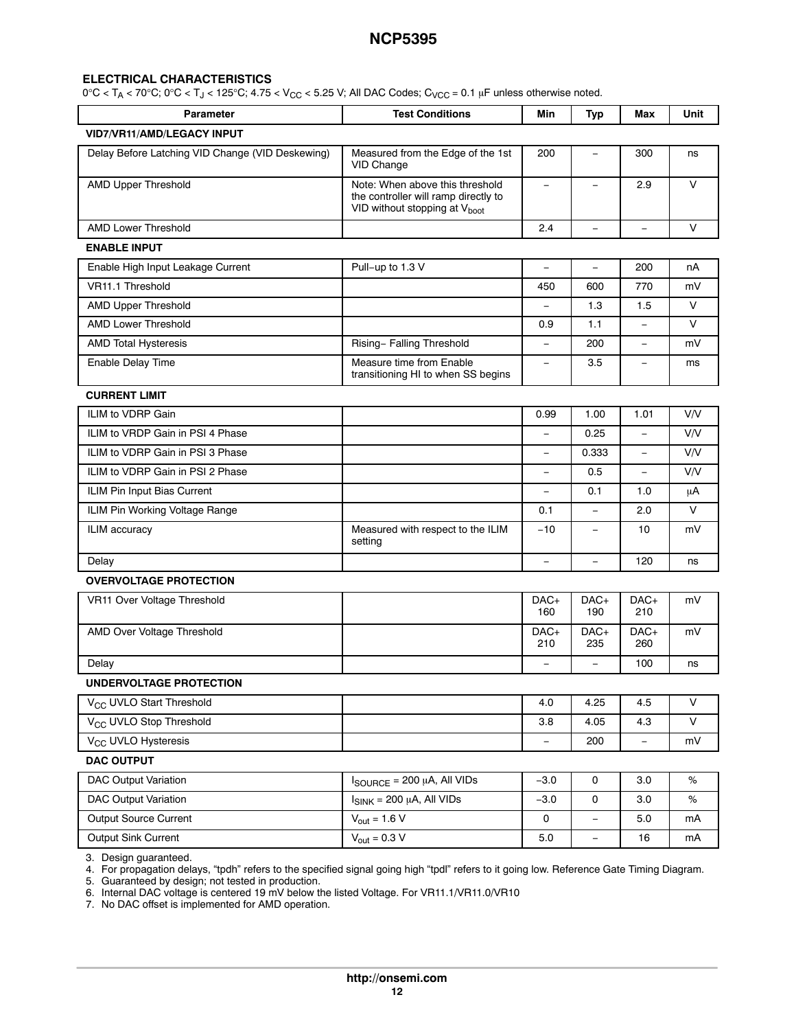## ELECTRICAL CHARACTERISTICS

0°C < $T_A$ < 70°C; 0°C < $T_J$ < 125°C; 4.75 < $V_{CC}$ < 5.25 V; All DAC Codes; $C_{VCC}$ = 0.1 μF unless otherwise noted.

| Parameter | Test Conditions | Min | Typ | Max | Unit |
|---|---|---|---|---|---|
| **VID7/VR11/AMD/LEGACY INPUT** | | | | | |
| Delay Before Latching VID Change (VID Deskewing) | Measured from the Edge of the 1st VID Change | 200 | – | 300 | ns |
| AMD Upper Threshold | Note: When above this threshold the controller will ramp directly to VID without stopping at $V_{boot}$ | – | – | 2.9 | V |
| AMD Lower Threshold | | 2.4 | – | – | V |
| **ENABLE INPUT** | | | | | |
| Enable High Input Leakage Current | Pull−up to 1.3 V | – | – | 200 | nA |
| VR11.1 Threshold | | 450 | 600 | 770 | mV |
| AMD Upper Threshold | | – | 1.3 | 1.5 | V |
| AMD Lower Threshold | | 0.9 | 1.1 | – | V |
| AMD Total Hysteresis | Rising− Falling Threshold | – | 200 | – | mV |
| Enable Delay Time | Measure time from Enable transitioning HI to when SS begins | – | 3.5 | – | ms |
| **CURRENT LIMIT** | | | | | |
| ILIM to VDRP Gain | | 0.99 | 1.00 | 1.01 | V/V |
| ILIM to VRDP Gain in PSI 4 Phase | | – | 0.25 | – | V/V |
| ILIM to VDRP Gain in PSI 3 Phase | | – | 0.333 | – | V/V |
| ILIM to VDRP Gain in PSI 2 Phase | | – | 0.5 | – | V/V |
| ILIM Pin Input Bias Current | | – | 0.1 | 1.0 | μA |
| ILIM Pin Working Voltage Range | | 0.1 | – | 2.0 | V |
| ILIM accuracy | Measured with respect to the ILIM setting | −10 | – | 10 | mV |
| Delay | | – | – | 120 | ns |
| **OVERVOLTAGE PROTECTION** | | | | | |
| VR11 Over Voltage Threshold | | DAC+ 160 | DAC+ 190 | DAC+ 210 | mV |
| AMD Over Voltage Threshold | | DAC+ 210 | DAC+ 235 | DAC+ 260 | mV |
| Delay | | – | – | 100 | ns |
| **UNDERVOLTAGE PROTECTION** | | | | | |
| $V_{CC}$ UVLO Start Threshold | | 4.0 | 4.25 | 4.5 | V |
| $V_{CC}$ UVLO Stop Threshold | | 3.8 | 4.05 | 4.3 | V |
| $V_{CC}$ UVLO Hysteresis | | – | 200 | – | mV |
| **DAC OUTPUT** | | | | | |
| DAC Output Variation | $I_{SOURCE}$ = 200 μA, All VIDs | −3.0 | 0 | 3.0 | % |
| DAC Output Variation | $I_{SINK}$ = 200 μA, All VIDs | −3.0 | 0 | 3.0 | % |
| Output Source Current | $V_{out}$ = 1.6 V | 0 | – | 5.0 | mA |
| Output Sink Current | $V_{out}$ = 0.3 V | 5.0 | – | 16 | mA |

3. Design guaranteed.
4. For propagation delays, "tpdh" refers to the specified signal going high "tpdl" refers to it going low. Reference Gate Timing Diagram.
5. Guaranteed by design; not tested in production.
6. Internal DAC voltage is centered 19 mV below the listed Voltage. For VR11.1/VR11.0/VR10
7. No DAC offset is implemented for AMD operation.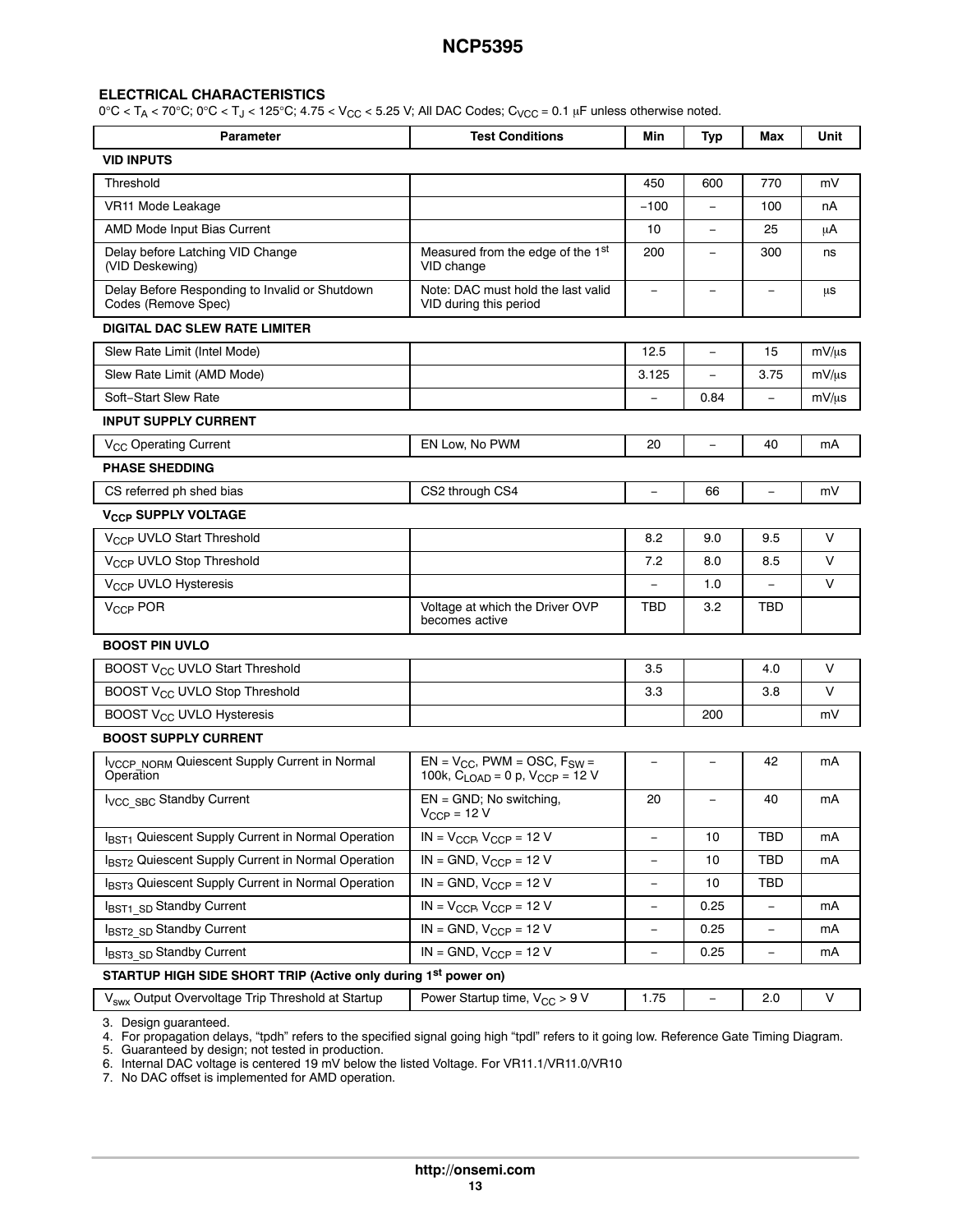## ELECTRICAL CHARACTERISTICS

0°C < $T_A$ < 70°C; 0°C < $T_J$ < 125°C; 4.75 < $V_{CC}$ < 5.25 V; All DAC Codes; $C_{VCC}$ = 0.1 μF unless otherwise noted.

| Parameter | Test Conditions | Min | Typ | Max | Unit |
|---|---|---|---|---|---|
| **VID INPUTS** | | | | | |
| Threshold | | 450 | 600 | 770 | mV |
| VR11 Mode Leakage | | −100 | – | 100 | nA |
| AMD Mode Input Bias Current | | 10 | – | 25 | μA |
| Delay before Latching VID Change (VID Deskewing) | Measured from the edge of the 1st VID change | 200 | – | 300 | ns |
| Delay Before Responding to Invalid or Shutdown Codes (Remove Spec) | Note: DAC must hold the last valid VID during this period | – | – | – | μs |
| **DIGITAL DAC SLEW RATE LIMITER** | | | | | |
| Slew Rate Limit (Intel Mode) | | 12.5 | – | 15 | mV/μs |
| Slew Rate Limit (AMD Mode) | | 3.125 | – | 3.75 | mV/μs |
| Soft−Start Slew Rate | | – | 0.84 | – | mV/μs |
| **INPUT SUPPLY CURRENT** | | | | | |
| $V_{CC}$ Operating Current | EN Low, No PWM | 20 | – | 40 | mA |
| **PHASE SHEDDING** | | | | | |
| CS referred ph shed bias | CS2 through CS4 | – | 66 | – | mV |
| **$V_{CCP}$ SUPPLY VOLTAGE** | | | | | |
| $V_{CCP}$ UVLO Start Threshold | | 8.2 | 9.0 | 9.5 | V |
| $V_{CCP}$ UVLO Stop Threshold | | 7.2 | 8.0 | 8.5 | V |
| $V_{CCP}$ UVLO Hysteresis | | – | 1.0 | – | V |
| $V_{CCP}$ POR | Voltage at which the Driver OVP becomes active | TBD | 3.2 | TBD | |
| **BOOST PIN UVLO** | | | | | |
| BOOST $V_{CC}$ UVLO Start Threshold | | 3.5 | | 4.0 | V |
| BOOST $V_{CC}$ UVLO Stop Threshold | | 3.3 | | 3.8 | V |
| BOOST $V_{CC}$ UVLO Hysteresis | | | 200 | | mV |
| **BOOST SUPPLY CURRENT** | | | | | |
| $I_{VCCP\_NORM}$ Quiescent Supply Current in Normal Operation | EN = $V_{CC}$, PWM = OSC, $F_{SW}$ = 100k, $C_{LOAD}$ = 0 p, $V_{CCP}$ = 12 V | – | – | 42 | mA |
| $I_{VCC\_SBC}$ Standby Current | EN = GND; No switching, $V_{CCP}$ = 12 V | 20 | – | 40 | mA |
| $I_{BST1}$ Quiescent Supply Current in Normal Operation | IN = $V_{CCP}$, $V_{CCP}$ = 12 V | – | 10 | TBD | mA |
| $I_{BST2}$ Quiescent Supply Current in Normal Operation | IN = GND, $V_{CCP}$ = 12 V | – | 10 | TBD | mA |
| $I_{BST3}$ Quiescent Supply Current in Normal Operation | IN = GND, $V_{CCP}$ = 12 V | – | 10 | TBD | |
| $I_{BST1\_SD}$ Standby Current | IN = $V_{CCP}$, $V_{CCP}$ = 12 V | – | 0.25 | – | mA |
| $I_{BST2\_SD}$ Standby Current | IN = GND, $V_{CCP}$ = 12 V | – | 0.25 | – | mA |
| $I_{BST3\_SD}$ Standby Current | IN = GND, $V_{CCP}$ = 12 V | – | 0.25 | – | mA |
| **STARTUP HIGH SIDE SHORT TRIP (Active only during 1st power on)** | | | | | |
| $V_{swx}$ Output Overvoltage Trip Threshold at Startup | Power Startup time, $V_{CC}$ > 9 V | 1.75 | – | 2.0 | V |

3. Design guaranteed.
4. For propagation delays, "tpdh" refers to the specified signal going high "tpdl" refers to it going low. Reference Gate Timing Diagram.
5. Guaranteed by design; not tested in production.
6. Internal DAC voltage is centered 19 mV below the listed Voltage. For VR11.1/VR11.0/VR10
7. No DAC offset is implemented for AMD operation.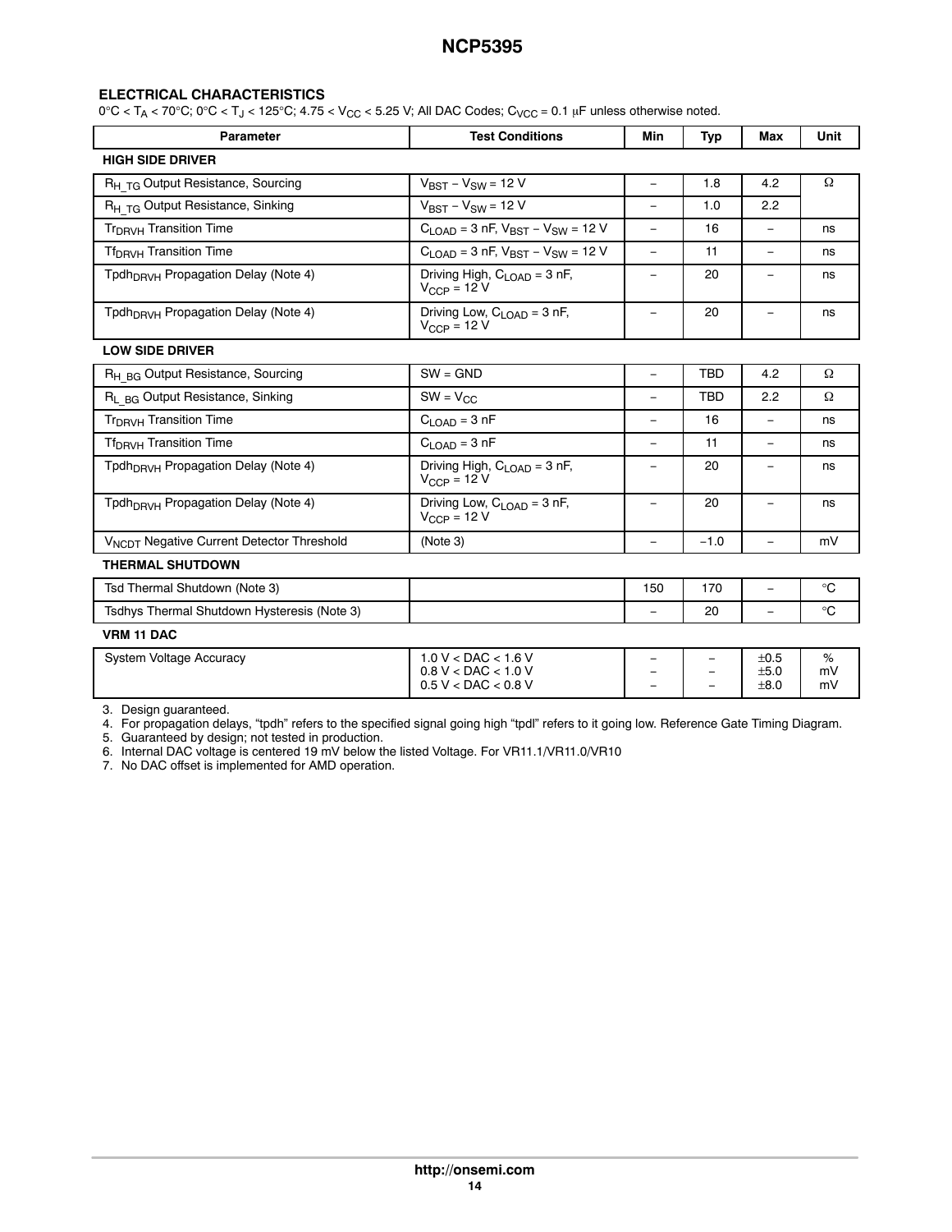## ELECTRICAL CHARACTERISTICS

0°C < $T_A$ < 70°C; 0°C < $T_J$ < 125°C; 4.75 < $V_{CC}$ < 5.25 V; All DAC Codes; $C_{VCC}$ = 0.1 μF unless otherwise noted.

| Parameter | Test Conditions | Min | Typ | Max | Unit |
|---|---|---|---|---|---|
| **HIGH SIDE DRIVER** | | | | | |
| $R_{H\_TG}$ Output Resistance, Sourcing | $V_{BST} - V_{SW}$ = 12 V | – | 1.8 | 4.2 | Ω |
| $R_{H\_TG}$ Output Resistance, Sinking | $V_{BST} - V_{SW}$ = 12 V | – | 1.0 | 2.2 | |
| $Tr_{DRVH}$ Transition Time | $C_{LOAD}$ = 3 nF, $V_{BST} - V_{SW}$ = 12 V | – | 16 | – | ns |
| $Tf_{DRVH}$ Transition Time | $C_{LOAD}$ = 3 nF, $V_{BST} - V_{SW}$ = 12 V | – | 11 | – | ns |
| $Tpdh_{DRVH}$ Propagation Delay (Note 4) | Driving High, $C_{LOAD}$ = 3 nF, $V_{CCP}$ = 12 V | – | 20 | – | ns |
| $Tpdh_{DRVH}$ Propagation Delay (Note 4) | Driving Low, $C_{LOAD}$ = 3 nF, $V_{CCP}$ = 12 V | – | 20 | – | ns |
| **LOW SIDE DRIVER** | | | | | |
| $R_{H\_BG}$ Output Resistance, Sourcing | SW = GND | – | TBD | 4.2 | Ω |
| $R_{L\_BG}$ Output Resistance, Sinking | SW = $V_{CC}$ | – | TBD | 2.2 | Ω |
| $Tr_{DRVH}$ Transition Time | $C_{LOAD}$ = 3 nF | – | 16 | – | ns |
| $Tf_{DRVH}$ Transition Time | $C_{LOAD}$ = 3 nF | – | 11 | – | ns |
| $Tpdh_{DRVH}$ Propagation Delay (Note 4) | Driving High, $C_{LOAD}$ = 3 nF, $V_{CCP}$ = 12 V | – | 20 | – | ns |
| $Tpdh_{DRVH}$ Propagation Delay (Note 4) | Driving Low, $C_{LOAD}$ = 3 nF, $V_{CCP}$ = 12 V | – | 20 | – | ns |
| $V_{NCDT}$ Negative Current Detector Threshold | (Note 3) | – | −1.0 | – | mV |
| **THERMAL SHUTDOWN** | | | | | |
| Tsd Thermal Shutdown (Note 3) | | 150 | 170 | – | °C |
| Tsdhys Thermal Shutdown Hysteresis (Note 3) | | – | 20 | – | °C |
| **VRM 11 DAC** | | | | | |
| System Voltage Accuracy | 1.0 V < DAC < 1.6 V<br>0.8 V < DAC < 1.0 V<br>0.5 V < DAC < 0.8 V | –<br>–<br>– | –<br>–<br>– | ±0.5<br>±5.0<br>±8.0 | %<br>mV<br>mV |

3. Design guaranteed.
4. For propagation delays, "tpdh" refers to the specified signal going high "tpdl" refers to it going low. Reference Gate Timing Diagram.
5. Guaranteed by design; not tested in production.
6. Internal DAC voltage is centered 19 mV below the listed Voltage. For VR11.1/VR11.0/VR10
7. No DAC offset is implemented for AMD operation.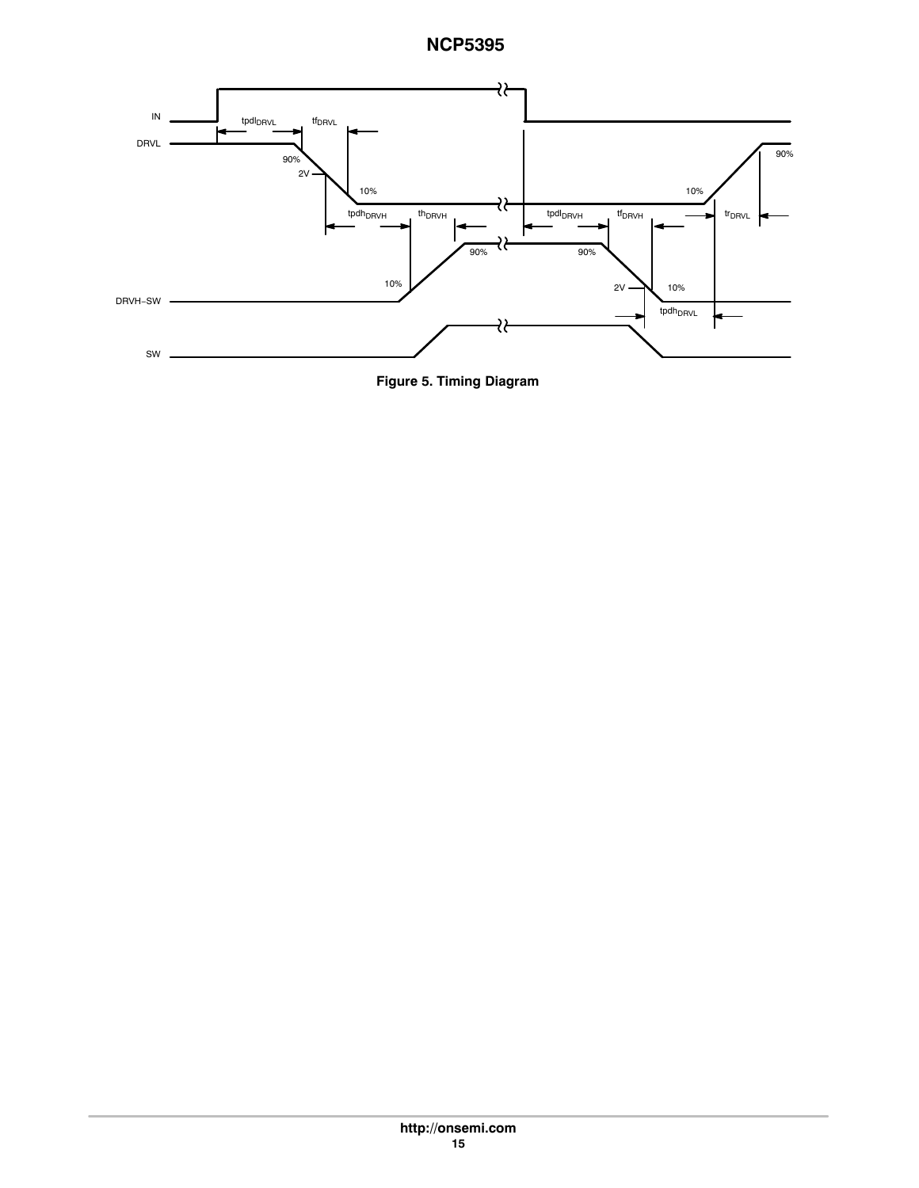Figure 5. Timing Diagram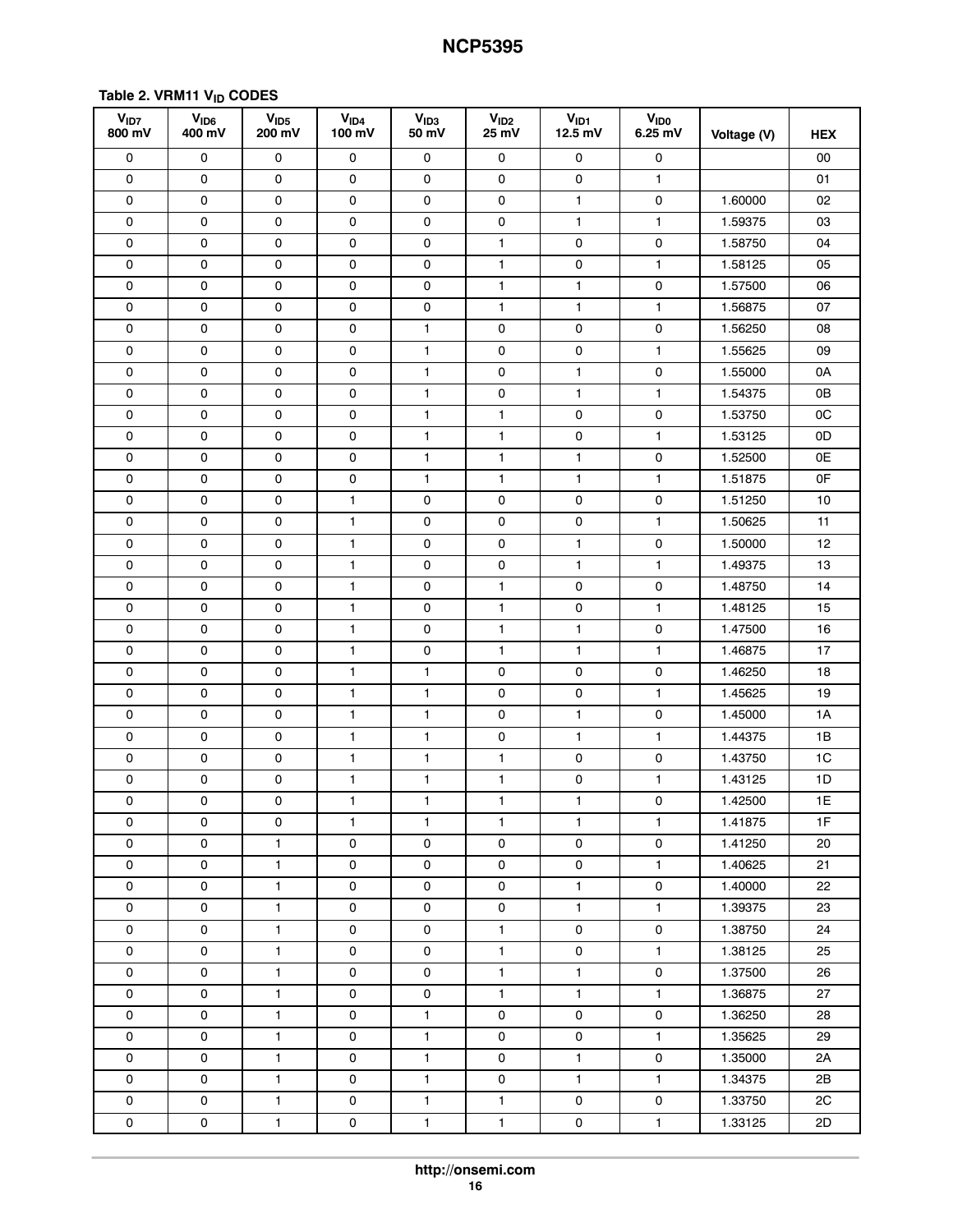**Table 2. VRM11 $V_{ID}$ CODES**

| $V_{ID7}$ 800 mV | $V_{ID6}$ 400 mV | $V_{ID5}$ 200 mV | $V_{ID4}$ 100 mV | $V_{ID3}$ 50 mV | $V_{ID2}$ 25 mV | $V_{ID1}$ 12.5 mV | $V_{ID0}$ 6.25 mV | Voltage (V) | HEX |
|---|---|---|---|---|---|---|---|---|---|
| 0 | 0 | 0 | 0 | 0 | 0 | 0 | 0 | | 00 |
| 0 | 0 | 0 | 0 | 0 | 0 | 0 | 1 | | 01 |
| 0 | 0 | 0 | 0 | 0 | 0 | 1 | 0 | 1.60000 | 02 |
| 0 | 0 | 0 | 0 | 0 | 0 | 1 | 1 | 1.59375 | 03 |
| 0 | 0 | 0 | 0 | 0 | 1 | 0 | 0 | 1.58750 | 04 |
| 0 | 0 | 0 | 0 | 0 | 1 | 0 | 1 | 1.58125 | 05 |
| 0 | 0 | 0 | 0 | 0 | 1 | 1 | 0 | 1.57500 | 06 |
| 0 | 0 | 0 | 0 | 0 | 1 | 1 | 1 | 1.56875 | 07 |
| 0 | 0 | 0 | 0 | 1 | 0 | 0 | 0 | 1.56250 | 08 |
| 0 | 0 | 0 | 0 | 1 | 0 | 0 | 1 | 1.55625 | 09 |
| 0 | 0 | 0 | 0 | 1 | 0 | 1 | 0 | 1.55000 | 0A |
| 0 | 0 | 0 | 0 | 1 | 0 | 1 | 1 | 1.54375 | 0B |
| 0 | 0 | 0 | 0 | 1 | 1 | 0 | 0 | 1.53750 | 0C |
| 0 | 0 | 0 | 0 | 1 | 1 | 0 | 1 | 1.53125 | 0D |
| 0 | 0 | 0 | 0 | 1 | 1 | 1 | 0 | 1.52500 | 0E |
| 0 | 0 | 0 | 0 | 1 | 1 | 1 | 1 | 1.51875 | 0F |
| 0 | 0 | 0 | 1 | 0 | 0 | 0 | 0 | 1.51250 | 10 |
| 0 | 0 | 0 | 1 | 0 | 0 | 0 | 1 | 1.50625 | 11 |
| 0 | 0 | 0 | 1 | 0 | 0 | 1 | 0 | 1.50000 | 12 |
| 0 | 0 | 0 | 1 | 0 | 0 | 1 | 1 | 1.49375 | 13 |
| 0 | 0 | 0 | 1 | 0 | 1 | 0 | 0 | 1.48750 | 14 |
| 0 | 0 | 0 | 1 | 0 | 1 | 0 | 1 | 1.48125 | 15 |
| 0 | 0 | 0 | 1 | 0 | 1 | 1 | 0 | 1.47500 | 16 |
| 0 | 0 | 0 | 1 | 0 | 1 | 1 | 1 | 1.46875 | 17 |
| 0 | 0 | 0 | 1 | 1 | 0 | 0 | 0 | 1.46250 | 18 |
| 0 | 0 | 0 | 1 | 1 | 0 | 0 | 1 | 1.45625 | 19 |
| 0 | 0 | 0 | 1 | 1 | 0 | 1 | 0 | 1.45000 | 1A |
| 0 | 0 | 0 | 1 | 1 | 0 | 1 | 1 | 1.44375 | 1B |
| 0 | 0 | 0 | 1 | 1 | 1 | 0 | 0 | 1.43750 | 1C |
| 0 | 0 | 0 | 1 | 1 | 1 | 0 | 1 | 1.43125 | 1D |
| 0 | 0 | 0 | 1 | 1 | 1 | 1 | 0 | 1.42500 | 1E |
| 0 | 0 | 0 | 1 | 1 | 1 | 1 | 1 | 1.41875 | 1F |
| 0 | 0 | 1 | 0 | 0 | 0 | 0 | 0 | 1.41250 | 20 |
| 0 | 0 | 1 | 0 | 0 | 0 | 0 | 1 | 1.40625 | 21 |
| 0 | 0 | 1 | 0 | 0 | 0 | 1 | 0 | 1.40000 | 22 |
| 0 | 0 | 1 | 0 | 0 | 0 | 1 | 1 | 1.39375 | 23 |
| 0 | 0 | 1 | 0 | 0 | 1 | 0 | 0 | 1.38750 | 24 |
| 0 | 0 | 1 | 0 | 0 | 1 | 0 | 1 | 1.38125 | 25 |
| 0 | 0 | 1 | 0 | 0 | 1 | 1 | 0 | 1.37500 | 26 |
| 0 | 0 | 1 | 0 | 0 | 1 | 1 | 1 | 1.36875 | 27 |
| 0 | 0 | 1 | 0 | 1 | 0 | 0 | 0 | 1.36250 | 28 |
| 0 | 0 | 1 | 0 | 1 | 0 | 0 | 1 | 1.35625 | 29 |
| 0 | 0 | 1 | 0 | 1 | 0 | 1 | 0 | 1.35000 | 2A |
| 0 | 0 | 1 | 0 | 1 | 0 | 1 | 1 | 1.34375 | 2B |
| 0 | 0 | 1 | 0 | 1 | 1 | 0 | 0 | 1.33750 | 2C |
| 0 | 0 | 1 | 0 | 1 | 1 | 0 | 1 | 1.33125 | 2D |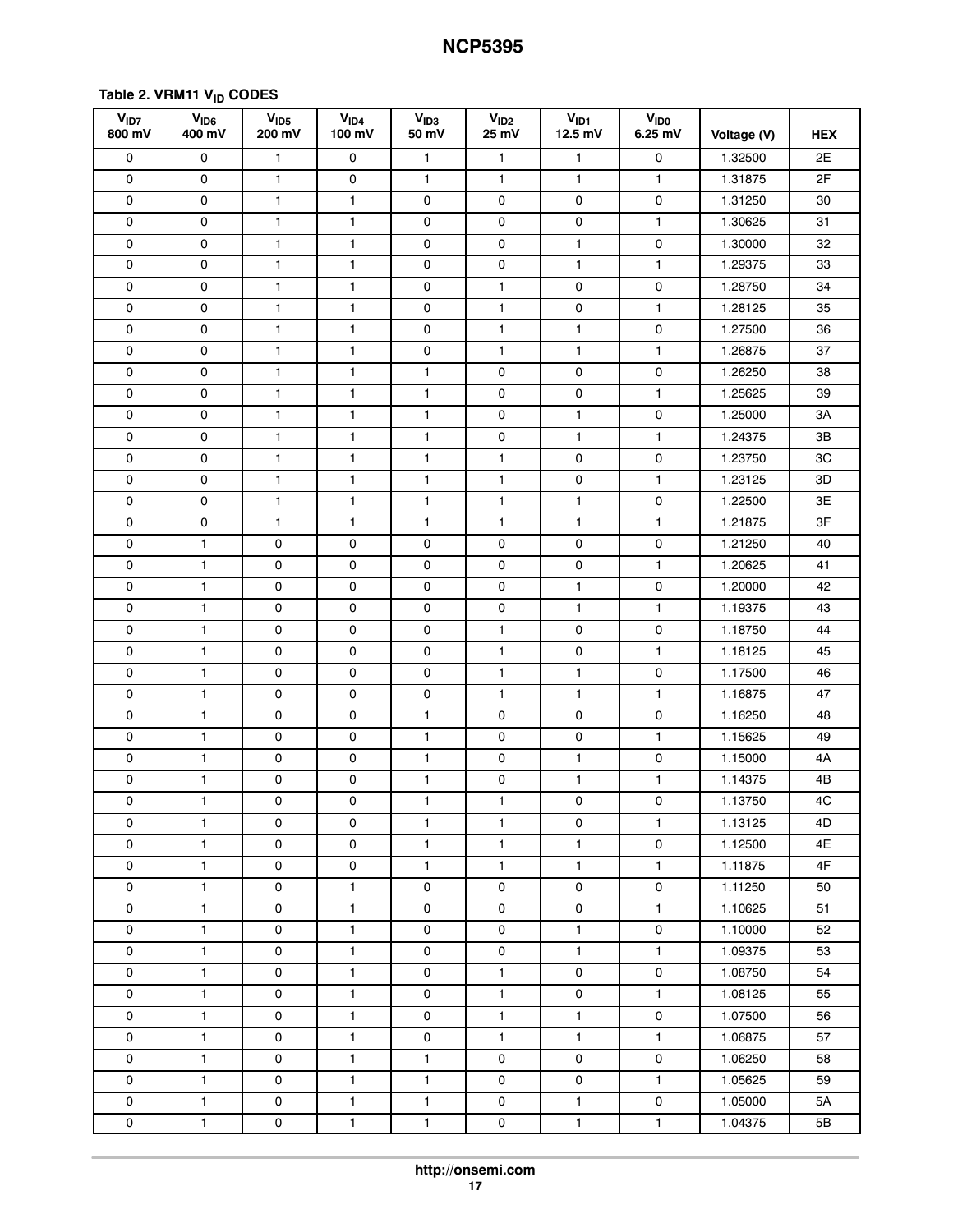**Table 2. VRM11 $V_{ID}$ CODES**

| $V_{ID7}$ 800 mV | $V_{ID6}$ 400 mV | $V_{ID5}$ 200 mV | $V_{ID4}$ 100 mV | $V_{ID3}$ 50 mV | $V_{ID2}$ 25 mV | $V_{ID1}$ 12.5 mV | $V_{ID0}$ 6.25 mV | Voltage (V) | HEX |
|---|---|---|---|---|---|---|---|---|---|
| 0 | 0 | 1 | 0 | 1 | 1 | 1 | 0 | 1.32500 | 2E |
| 0 | 0 | 1 | 0 | 1 | 1 | 1 | 1 | 1.31875 | 2F |
| 0 | 0 | 1 | 1 | 0 | 0 | 0 | 0 | 1.31250 | 30 |
| 0 | 0 | 1 | 1 | 0 | 0 | 0 | 1 | 1.30625 | 31 |
| 0 | 0 | 1 | 1 | 0 | 0 | 1 | 0 | 1.30000 | 32 |
| 0 | 0 | 1 | 1 | 0 | 0 | 1 | 1 | 1.29375 | 33 |
| 0 | 0 | 1 | 1 | 0 | 1 | 0 | 0 | 1.28750 | 34 |
| 0 | 0 | 1 | 1 | 0 | 1 | 0 | 1 | 1.28125 | 35 |
| 0 | 0 | 1 | 1 | 0 | 1 | 1 | 0 | 1.27500 | 36 |
| 0 | 0 | 1 | 1 | 0 | 1 | 1 | 1 | 1.26875 | 37 |
| 0 | 0 | 1 | 1 | 1 | 0 | 0 | 0 | 1.26250 | 38 |
| 0 | 0 | 1 | 1 | 1 | 0 | 0 | 1 | 1.25625 | 39 |
| 0 | 0 | 1 | 1 | 1 | 0 | 1 | 0 | 1.25000 | 3A |
| 0 | 0 | 1 | 1 | 1 | 0 | 1 | 1 | 1.24375 | 3B |
| 0 | 0 | 1 | 1 | 1 | 1 | 0 | 0 | 1.23750 | 3C |
| 0 | 0 | 1 | 1 | 1 | 1 | 0 | 1 | 1.23125 | 3D |
| 0 | 0 | 1 | 1 | 1 | 1 | 1 | 0 | 1.22500 | 3E |
| 0 | 0 | 1 | 1 | 1 | 1 | 1 | 1 | 1.21875 | 3F |
| 0 | 1 | 0 | 0 | 0 | 0 | 0 | 0 | 1.21250 | 40 |
| 0 | 1 | 0 | 0 | 0 | 0 | 0 | 1 | 1.20625 | 41 |
| 0 | 1 | 0 | 0 | 0 | 0 | 1 | 0 | 1.20000 | 42 |
| 0 | 1 | 0 | 0 | 0 | 0 | 1 | 1 | 1.19375 | 43 |
| 0 | 1 | 0 | 0 | 0 | 1 | 0 | 0 | 1.18750 | 44 |
| 0 | 1 | 0 | 0 | 0 | 1 | 0 | 1 | 1.18125 | 45 |
| 0 | 1 | 0 | 0 | 0 | 1 | 1 | 0 | 1.17500 | 46 |
| 0 | 1 | 0 | 0 | 0 | 1 | 1 | 1 | 1.16875 | 47 |
| 0 | 1 | 0 | 0 | 1 | 0 | 0 | 0 | 1.16250 | 48 |
| 0 | 1 | 0 | 0 | 1 | 0 | 0 | 1 | 1.15625 | 49 |
| 0 | 1 | 0 | 0 | 1 | 0 | 1 | 0 | 1.15000 | 4A |
| 0 | 1 | 0 | 0 | 1 | 0 | 1 | 1 | 1.14375 | 4B |
| 0 | 1 | 0 | 0 | 1 | 1 | 0 | 0 | 1.13750 | 4C |
| 0 | 1 | 0 | 0 | 1 | 1 | 0 | 1 | 1.13125 | 4D |
| 0 | 1 | 0 | 0 | 1 | 1 | 1 | 0 | 1.12500 | 4E |
| 0 | 1 | 0 | 0 | 1 | 1 | 1 | 1 | 1.11875 | 4F |
| 0 | 1 | 0 | 1 | 0 | 0 | 0 | 0 | 1.11250 | 50 |
| 0 | 1 | 0 | 1 | 0 | 0 | 0 | 1 | 1.10625 | 51 |
| 0 | 1 | 0 | 1 | 0 | 0 | 1 | 0 | 1.10000 | 52 |
| 0 | 1 | 0 | 1 | 0 | 0 | 1 | 1 | 1.09375 | 53 |
| 0 | 1 | 0 | 1 | 0 | 1 | 0 | 0 | 1.08750 | 54 |
| 0 | 1 | 0 | 1 | 0 | 1 | 0 | 1 | 1.08125 | 55 |
| 0 | 1 | 0 | 1 | 0 | 1 | 1 | 0 | 1.07500 | 56 |
| 0 | 1 | 0 | 1 | 0 | 1 | 1 | 1 | 1.06875 | 57 |
| 0 | 1 | 0 | 1 | 1 | 0 | 0 | 0 | 1.06250 | 58 |
| 0 | 1 | 0 | 1 | 1 | 0 | 0 | 1 | 1.05625 | 59 |
| 0 | 1 | 0 | 1 | 1 | 0 | 1 | 0 | 1.05000 | 5A |
| 0 | 1 | 0 | 1 | 1 | 0 | 1 | 1 | 1.04375 | 5B |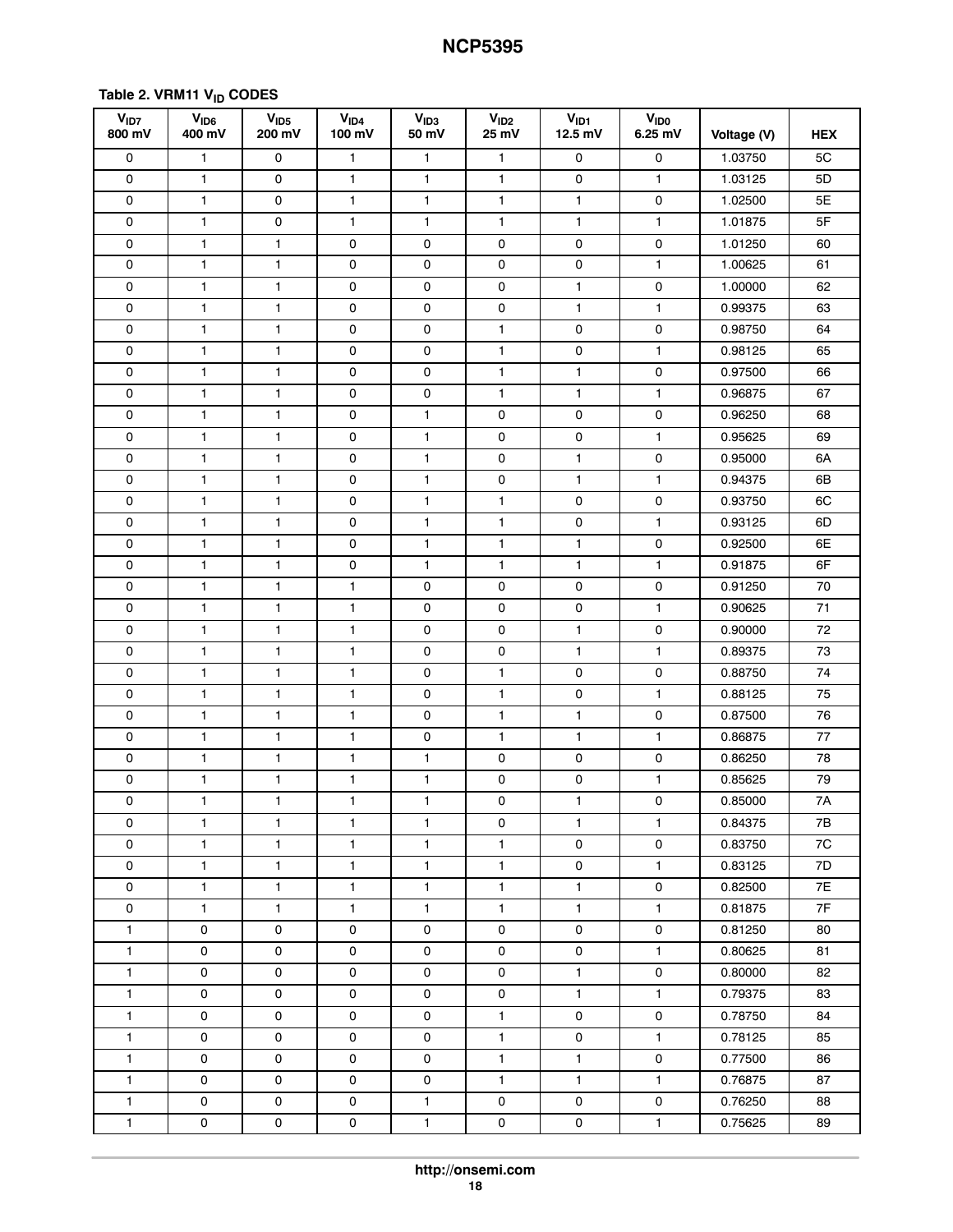**Table 2. VRM11 $V_{ID}$ CODES**

| $V_{ID7}$ 800 mV | $V_{ID6}$ 400 mV | $V_{ID5}$ 200 mV | $V_{ID4}$ 100 mV | $V_{ID3}$ 50 mV | $V_{ID2}$ 25 mV | $V_{ID1}$ 12.5 mV | $V_{ID0}$ 6.25 mV | Voltage (V) | HEX |
|---|---|---|---|---|---|---|---|---|---|
| 0 | 1 | 0 | 1 | 1 | 1 | 0 | 0 | 1.03750 | 5C |
| 0 | 1 | 0 | 1 | 1 | 1 | 0 | 1 | 1.03125 | 5D |
| 0 | 1 | 0 | 1 | 1 | 1 | 1 | 0 | 1.02500 | 5E |
| 0 | 1 | 0 | 1 | 1 | 1 | 1 | 1 | 1.01875 | 5F |
| 0 | 1 | 1 | 0 | 0 | 0 | 0 | 0 | 1.01250 | 60 |
| 0 | 1 | 1 | 0 | 0 | 0 | 0 | 1 | 1.00625 | 61 |
| 0 | 1 | 1 | 0 | 0 | 0 | 1 | 0 | 1.00000 | 62 |
| 0 | 1 | 1 | 0 | 0 | 0 | 1 | 1 | 0.99375 | 63 |
| 0 | 1 | 1 | 0 | 0 | 1 | 0 | 0 | 0.98750 | 64 |
| 0 | 1 | 1 | 0 | 0 | 1 | 0 | 1 | 0.98125 | 65 |
| 0 | 1 | 1 | 0 | 0 | 1 | 1 | 0 | 0.97500 | 66 |
| 0 | 1 | 1 | 0 | 0 | 1 | 1 | 1 | 0.96875 | 67 |
| 0 | 1 | 1 | 0 | 1 | 0 | 0 | 0 | 0.96250 | 68 |
| 0 | 1 | 1 | 0 | 1 | 0 | 0 | 1 | 0.95625 | 69 |
| 0 | 1 | 1 | 0 | 1 | 0 | 1 | 0 | 0.95000 | 6A |
| 0 | 1 | 1 | 0 | 1 | 0 | 1 | 1 | 0.94375 | 6B |
| 0 | 1 | 1 | 0 | 1 | 1 | 0 | 0 | 0.93750 | 6C |
| 0 | 1 | 1 | 0 | 1 | 1 | 0 | 1 | 0.93125 | 6D |
| 0 | 1 | 1 | 0 | 1 | 1 | 1 | 0 | 0.92500 | 6E |
| 0 | 1 | 1 | 0 | 1 | 1 | 1 | 1 | 0.91875 | 6F |
| 0 | 1 | 1 | 1 | 0 | 0 | 0 | 0 | 0.91250 | 70 |
| 0 | 1 | 1 | 1 | 0 | 0 | 0 | 1 | 0.90625 | 71 |
| 0 | 1 | 1 | 1 | 0 | 0 | 1 | 0 | 0.90000 | 72 |
| 0 | 1 | 1 | 1 | 0 | 0 | 1 | 1 | 0.89375 | 73 |
| 0 | 1 | 1 | 1 | 0 | 1 | 0 | 0 | 0.88750 | 74 |
| 0 | 1 | 1 | 1 | 0 | 1 | 0 | 1 | 0.88125 | 75 |
| 0 | 1 | 1 | 1 | 0 | 1 | 1 | 0 | 0.87500 | 76 |
| 0 | 1 | 1 | 1 | 0 | 1 | 1 | 1 | 0.86875 | 77 |
| 0 | 1 | 1 | 1 | 1 | 0 | 0 | 0 | 0.86250 | 78 |
| 0 | 1 | 1 | 1 | 1 | 0 | 0 | 1 | 0.85625 | 79 |
| 0 | 1 | 1 | 1 | 1 | 0 | 1 | 0 | 0.85000 | 7A |
| 0 | 1 | 1 | 1 | 1 | 0 | 1 | 1 | 0.84375 | 7B |
| 0 | 1 | 1 | 1 | 1 | 1 | 0 | 0 | 0.83750 | 7C |
| 0 | 1 | 1 | 1 | 1 | 1 | 0 | 1 | 0.83125 | 7D |
| 0 | 1 | 1 | 1 | 1 | 1 | 1 | 0 | 0.82500 | 7E |
| 0 | 1 | 1 | 1 | 1 | 1 | 1 | 1 | 0.81875 | 7F |
| 1 | 0 | 0 | 0 | 0 | 0 | 0 | 0 | 0.81250 | 80 |
| 1 | 0 | 0 | 0 | 0 | 0 | 0 | 1 | 0.80625 | 81 |
| 1 | 0 | 0 | 0 | 0 | 0 | 1 | 0 | 0.80000 | 82 |
| 1 | 0 | 0 | 0 | 0 | 0 | 1 | 1 | 0.79375 | 83 |
| 1 | 0 | 0 | 0 | 0 | 1 | 0 | 0 | 0.78750 | 84 |
| 1 | 0 | 0 | 0 | 0 | 1 | 0 | 1 | 0.78125 | 85 |
| 1 | 0 | 0 | 0 | 0 | 1 | 1 | 0 | 0.77500 | 86 |
| 1 | 0 | 0 | 0 | 0 | 1 | 1 | 1 | 0.76875 | 87 |
| 1 | 0 | 0 | 0 | 1 | 0 | 0 | 0 | 0.76250 | 88 |
| 1 | 0 | 0 | 0 | 1 | 0 | 0 | 1 | 0.75625 | 89 |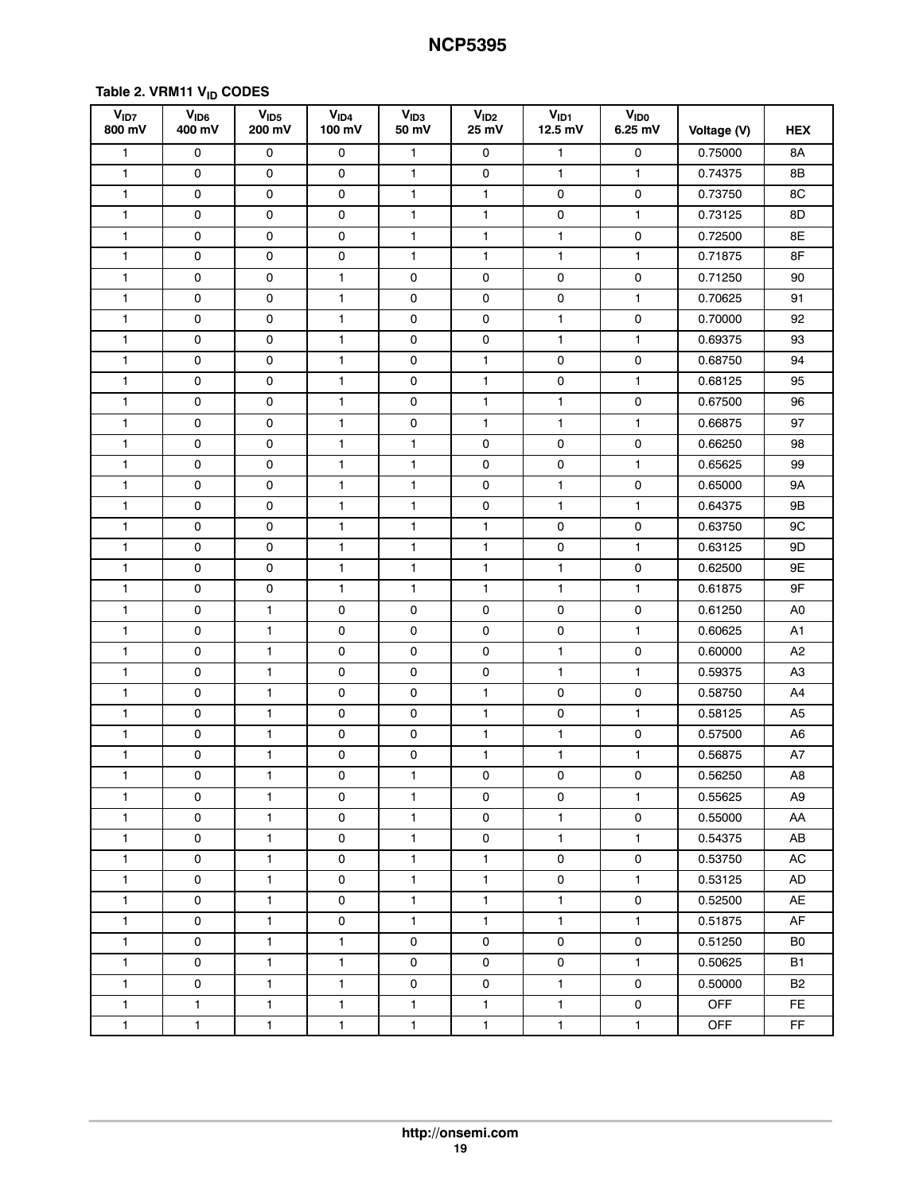**Table 2. VRM11 $V_{ID}$ CODES**

| $V_{ID7}$ 800 mV | $V_{ID6}$ 400 mV | $V_{ID5}$ 200 mV | $V_{ID4}$ 100 mV | $V_{ID3}$ 50 mV | $V_{ID2}$ 25 mV | $V_{ID1}$ 12.5 mV | $V_{ID0}$ 6.25 mV | Voltage (V) | HEX |
|---|---|---|---|---|---|---|---|---|---|
| 1 | 0 | 0 | 0 | 1 | 0 | 1 | 0 | 0.75000 | 8A |
| 1 | 0 | 0 | 0 | 1 | 0 | 1 | 1 | 0.74375 | 8B |
| 1 | 0 | 0 | 0 | 1 | 1 | 0 | 0 | 0.73750 | 8C |
| 1 | 0 | 0 | 0 | 1 | 1 | 0 | 1 | 0.73125 | 8D |
| 1 | 0 | 0 | 0 | 1 | 1 | 1 | 0 | 0.72500 | 8E |
| 1 | 0 | 0 | 0 | 1 | 1 | 1 | 1 | 0.71875 | 8F |
| 1 | 0 | 0 | 1 | 0 | 0 | 0 | 0 | 0.71250 | 90 |
| 1 | 0 | 0 | 1 | 0 | 0 | 0 | 1 | 0.70625 | 91 |
| 1 | 0 | 0 | 1 | 0 | 0 | 1 | 0 | 0.70000 | 92 |
| 1 | 0 | 0 | 1 | 0 | 0 | 1 | 1 | 0.69375 | 93 |
| 1 | 0 | 0 | 1 | 0 | 1 | 0 | 0 | 0.68750 | 94 |
| 1 | 0 | 0 | 1 | 0 | 1 | 0 | 1 | 0.68125 | 95 |
| 1 | 0 | 0 | 1 | 0 | 1 | 1 | 0 | 0.67500 | 96 |
| 1 | 0 | 0 | 1 | 0 | 1 | 1 | 1 | 0.66875 | 97 |
| 1 | 0 | 0 | 1 | 1 | 0 | 0 | 0 | 0.66250 | 98 |
| 1 | 0 | 0 | 1 | 1 | 0 | 0 | 1 | 0.65625 | 99 |
| 1 | 0 | 0 | 1 | 1 | 0 | 1 | 0 | 0.65000 | 9A |
| 1 | 0 | 0 | 1 | 1 | 0 | 1 | 1 | 0.64375 | 9B |
| 1 | 0 | 0 | 1 | 1 | 1 | 0 | 0 | 0.63750 | 9C |
| 1 | 0 | 0 | 1 | 1 | 1 | 0 | 1 | 0.63125 | 9D |
| 1 | 0 | 0 | 1 | 1 | 1 | 1 | 0 | 0.62500 | 9E |
| 1 | 0 | 0 | 1 | 1 | 1 | 1 | 1 | 0.61875 | 9F |
| 1 | 0 | 1 | 0 | 0 | 0 | 0 | 0 | 0.61250 | A0 |
| 1 | 0 | 1 | 0 | 0 | 0 | 0 | 1 | 0.60625 | A1 |
| 1 | 0 | 1 | 0 | 0 | 0 | 1 | 0 | 0.60000 | A2 |
| 1 | 0 | 1 | 0 | 0 | 0 | 1 | 1 | 0.59375 | A3 |
| 1 | 0 | 1 | 0 | 0 | 1 | 0 | 0 | 0.58750 | A4 |
| 1 | 0 | 1 | 0 | 0 | 1 | 0 | 1 | 0.58125 | A5 |
| 1 | 0 | 1 | 0 | 0 | 1 | 1 | 0 | 0.57500 | A6 |
| 1 | 0 | 1 | 0 | 0 | 1 | 1 | 1 | 0.56875 | A7 |
| 1 | 0 | 1 | 0 | 1 | 0 | 0 | 0 | 0.56250 | A8 |
| 1 | 0 | 1 | 0 | 1 | 0 | 0 | 1 | 0.55625 | A9 |
| 1 | 0 | 1 | 0 | 1 | 0 | 1 | 0 | 0.55000 | AA |
| 1 | 0 | 1 | 0 | 1 | 0 | 1 | 1 | 0.54375 | AB |
| 1 | 0 | 1 | 0 | 1 | 1 | 0 | 0 | 0.53750 | AC |
| 1 | 0 | 1 | 0 | 1 | 1 | 0 | 1 | 0.53125 | AD |
| 1 | 0 | 1 | 0 | 1 | 1 | 1 | 0 | 0.52500 | AE |
| 1 | 0 | 1 | 0 | 1 | 1 | 1 | 1 | 0.51875 | AF |
| 1 | 0 | 1 | 1 | 0 | 0 | 0 | 0 | 0.51250 | B0 |
| 1 | 0 | 1 | 1 | 0 | 0 | 0 | 1 | 0.50625 | B1 |
| 1 | 0 | 1 | 1 | 0 | 0 | 1 | 0 | 0.50000 | B2 |
| 1 | 1 | 1 | 1 | 1 | 1 | 1 | 0 | OFF | FE |
| 1 | 1 | 1 | 1 | 1 | 1 | 1 | 1 | OFF | FF |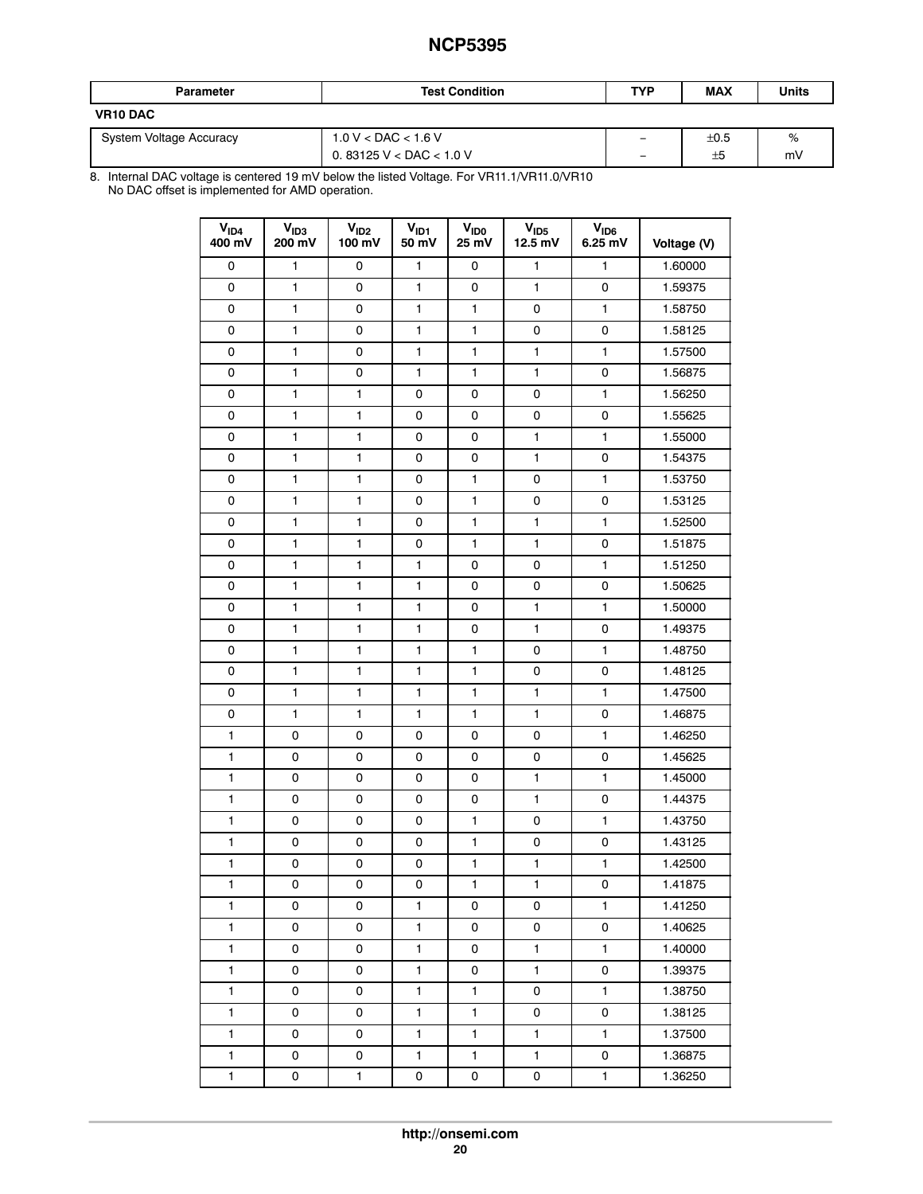| Parameter | Test Condition | TYP | MAX | Units |
|---|---|---|---|---|
| **VR10 DAC** | | | | |
| System Voltage Accuracy | 1.0 V < DAC < 1.6 V | – | ±0.5 | % |
| | 0. 83125 V < DAC < 1.0 V | – | ±5 | mV |

8. Internal DAC voltage is centered 19 mV below the listed Voltage. For VR11.1/VR11.0/VR10
No DAC offset is implemented for AMD operation.

| $V_{ID4}$ 400 mV | $V_{ID3}$ 200 mV | $V_{ID2}$ 100 mV | $V_{ID1}$ 50 mV | $V_{ID0}$ 25 mV | $V_{ID5}$ 12.5 mV | $V_{ID6}$ 6.25 mV | Voltage (V) |
|---|---|---|---|---|---|---|---|
| 0 | 1 | 0 | 1 | 0 | 1 | 1 | 1.60000 |
| 0 | 1 | 0 | 1 | 0 | 1 | 0 | 1.59375 |
| 0 | 1 | 0 | 1 | 1 | 0 | 1 | 1.58750 |
| 0 | 1 | 0 | 1 | 1 | 0 | 0 | 1.58125 |
| 0 | 1 | 0 | 1 | 1 | 1 | 1 | 1.57500 |
| 0 | 1 | 0 | 1 | 1 | 1 | 0 | 1.56875 |
| 0 | 1 | 1 | 0 | 0 | 0 | 1 | 1.56250 |
| 0 | 1 | 1 | 0 | 0 | 0 | 0 | 1.55625 |
| 0 | 1 | 1 | 0 | 0 | 1 | 1 | 1.55000 |
| 0 | 1 | 1 | 0 | 0 | 1 | 0 | 1.54375 |
| 0 | 1 | 1 | 0 | 1 | 0 | 1 | 1.53750 |
| 0 | 1 | 1 | 0 | 1 | 0 | 0 | 1.53125 |
| 0 | 1 | 1 | 0 | 1 | 1 | 1 | 1.52500 |
| 0 | 1 | 1 | 0 | 1 | 1 | 0 | 1.51875 |
| 0 | 1 | 1 | 1 | 0 | 0 | 1 | 1.51250 |
| 0 | 1 | 1 | 1 | 0 | 0 | 0 | 1.50625 |
| 0 | 1 | 1 | 1 | 0 | 1 | 1 | 1.50000 |
| 0 | 1 | 1 | 1 | 0 | 1 | 0 | 1.49375 |
| 0 | 1 | 1 | 1 | 1 | 0 | 1 | 1.48750 |
| 0 | 1 | 1 | 1 | 1 | 0 | 0 | 1.48125 |
| 0 | 1 | 1 | 1 | 1 | 1 | 1 | 1.47500 |
| 0 | 1 | 1 | 1 | 1 | 1 | 0 | 1.46875 |
| 1 | 0 | 0 | 0 | 0 | 0 | 1 | 1.46250 |
| 1 | 0 | 0 | 0 | 0 | 0 | 0 | 1.45625 |
| 1 | 0 | 0 | 0 | 0 | 1 | 1 | 1.45000 |
| 1 | 0 | 0 | 0 | 0 | 1 | 0 | 1.44375 |
| 1 | 0 | 0 | 0 | 1 | 0 | 1 | 1.43750 |
| 1 | 0 | 0 | 0 | 1 | 0 | 0 | 1.43125 |
| 1 | 0 | 0 | 0 | 1 | 1 | 1 | 1.42500 |
| 1 | 0 | 0 | 0 | 1 | 1 | 0 | 1.41875 |
| 1 | 0 | 0 | 1 | 0 | 0 | 1 | 1.41250 |
| 1 | 0 | 0 | 1 | 0 | 0 | 0 | 1.40625 |
| 1 | 0 | 0 | 1 | 0 | 1 | 1 | 1.40000 |
| 1 | 0 | 0 | 1 | 0 | 1 | 0 | 1.39375 |
| 1 | 0 | 0 | 1 | 1 | 0 | 1 | 1.38750 |
| 1 | 0 | 0 | 1 | 1 | 0 | 0 | 1.38125 |
| 1 | 0 | 0 | 1 | 1 | 1 | 1 | 1.37500 |
| 1 | 0 | 0 | 1 | 1 | 1 | 0 | 1.36875 |
| 1 | 0 | 1 | 0 | 0 | 0 | 1 | 1.36250 |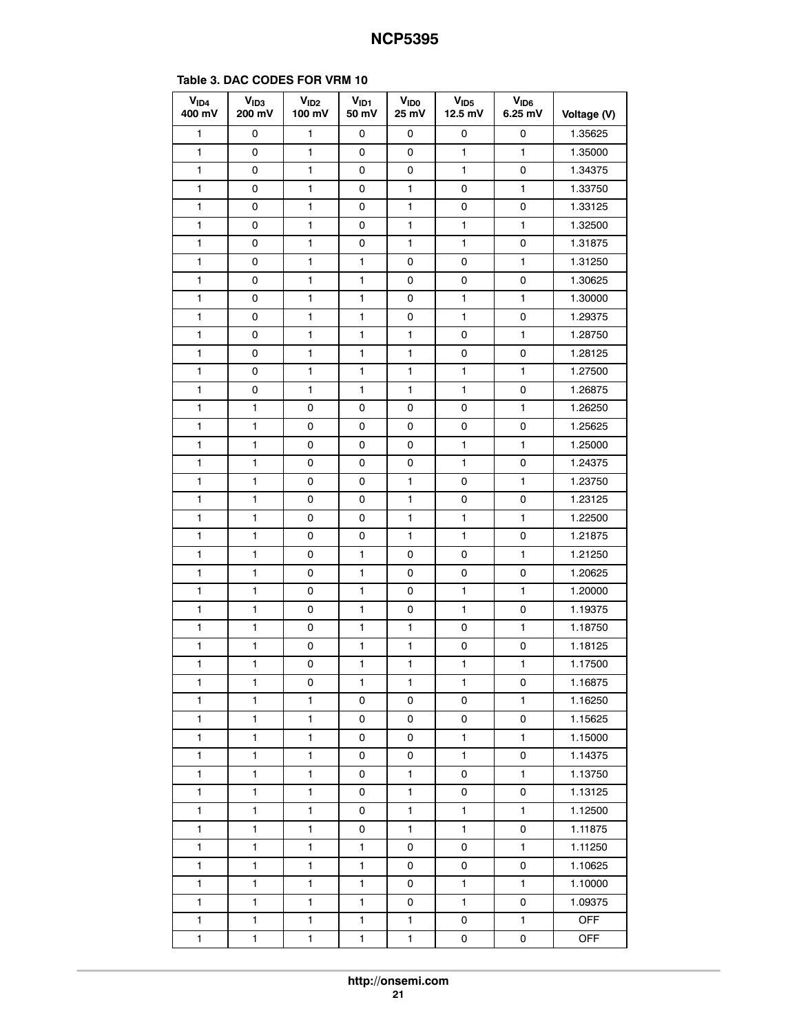**Table 3. DAC CODES FOR VRM 10**

| $V_{ID4}$ 400 mV | $V_{ID3}$ 200 mV | $V_{ID2}$ 100 mV | $V_{ID1}$ 50 mV | $V_{ID0}$ 25 mV | $V_{ID5}$ 12.5 mV | $V_{ID6}$ 6.25 mV | Voltage (V) |
|---|---|---|---|---|---|---|---|
| 1 | 0 | 1 | 0 | 0 | 0 | 0 | 1.35625 |
| 1 | 0 | 1 | 0 | 0 | 1 | 1 | 1.35000 |
| 1 | 0 | 1 | 0 | 0 | 1 | 0 | 1.34375 |
| 1 | 0 | 1 | 0 | 1 | 0 | 1 | 1.33750 |
| 1 | 0 | 1 | 0 | 1 | 0 | 0 | 1.33125 |
| 1 | 0 | 1 | 0 | 1 | 1 | 1 | 1.32500 |
| 1 | 0 | 1 | 0 | 1 | 1 | 0 | 1.31875 |
| 1 | 0 | 1 | 1 | 0 | 0 | 1 | 1.31250 |
| 1 | 0 | 1 | 1 | 0 | 0 | 0 | 1.30625 |
| 1 | 0 | 1 | 1 | 0 | 1 | 1 | 1.30000 |
| 1 | 0 | 1 | 1 | 0 | 1 | 0 | 1.29375 |
| 1 | 0 | 1 | 1 | 1 | 0 | 1 | 1.28750 |
| 1 | 0 | 1 | 1 | 1 | 0 | 0 | 1.28125 |
| 1 | 0 | 1 | 1 | 1 | 1 | 1 | 1.27500 |
| 1 | 0 | 1 | 1 | 1 | 1 | 0 | 1.26875 |
| 1 | 1 | 0 | 0 | 0 | 0 | 1 | 1.26250 |
| 1 | 1 | 0 | 0 | 0 | 0 | 0 | 1.25625 |
| 1 | 1 | 0 | 0 | 0 | 1 | 1 | 1.25000 |
| 1 | 1 | 0 | 0 | 0 | 1 | 0 | 1.24375 |
| 1 | 1 | 0 | 0 | 1 | 0 | 1 | 1.23750 |
| 1 | 1 | 0 | 0 | 1 | 0 | 0 | 1.23125 |
| 1 | 1 | 0 | 0 | 1 | 1 | 1 | 1.22500 |
| 1 | 1 | 0 | 0 | 1 | 1 | 0 | 1.21875 |
| 1 | 1 | 0 | 1 | 0 | 0 | 1 | 1.21250 |
| 1 | 1 | 0 | 1 | 0 | 0 | 0 | 1.20625 |
| 1 | 1 | 0 | 1 | 0 | 1 | 1 | 1.20000 |
| 1 | 1 | 0 | 1 | 0 | 1 | 0 | 1.19375 |
| 1 | 1 | 0 | 1 | 1 | 0 | 1 | 1.18750 |
| 1 | 1 | 0 | 1 | 1 | 0 | 0 | 1.18125 |
| 1 | 1 | 0 | 1 | 1 | 1 | 1 | 1.17500 |
| 1 | 1 | 0 | 1 | 1 | 1 | 0 | 1.16875 |
| 1 | 1 | 1 | 0 | 0 | 0 | 1 | 1.16250 |
| 1 | 1 | 1 | 0 | 0 | 0 | 0 | 1.15625 |
| 1 | 1 | 1 | 0 | 0 | 1 | 1 | 1.15000 |
| 1 | 1 | 1 | 0 | 0 | 1 | 0 | 1.14375 |
| 1 | 1 | 1 | 0 | 1 | 0 | 1 | 1.13750 |
| 1 | 1 | 1 | 0 | 1 | 0 | 0 | 1.13125 |
| 1 | 1 | 1 | 0 | 1 | 1 | 1 | 1.12500 |
| 1 | 1 | 1 | 0 | 1 | 1 | 0 | 1.11875 |
| 1 | 1 | 1 | 1 | 0 | 0 | 1 | 1.11250 |
| 1 | 1 | 1 | 1 | 0 | 0 | 0 | 1.10625 |
| 1 | 1 | 1 | 1 | 0 | 1 | 1 | 1.10000 |
| 1 | 1 | 1 | 1 | 0 | 1 | 0 | 1.09375 |
| 1 | 1 | 1 | 1 | 1 | 0 | 1 | OFF |
| 1 | 1 | 1 | 1 | 1 | 0 | 0 | OFF |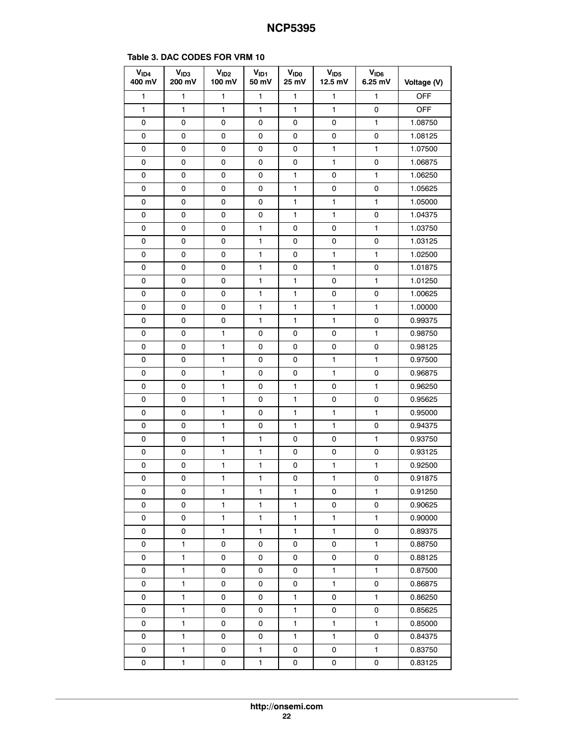**Table 3. DAC CODES FOR VRM 10**

| $V_{ID4}$ 400 mV | $V_{ID3}$ 200 mV | $V_{ID2}$ 100 mV | $V_{ID1}$ 50 mV | $V_{ID0}$ 25 mV | $V_{ID5}$ 12.5 mV | $V_{ID6}$ 6.25 mV | Voltage (V) |
|---|---|---|---|---|---|---|---|
| 1 | 1 | 1 | 1 | 1 | 1 | 1 | OFF |
| 1 | 1 | 1 | 1 | 1 | 1 | 0 | OFF |
| 0 | 0 | 0 | 0 | 0 | 0 | 1 | 1.08750 |
| 0 | 0 | 0 | 0 | 0 | 0 | 0 | 1.08125 |
| 0 | 0 | 0 | 0 | 0 | 1 | 1 | 1.07500 |
| 0 | 0 | 0 | 0 | 0 | 1 | 0 | 1.06875 |
| 0 | 0 | 0 | 0 | 1 | 0 | 1 | 1.06250 |
| 0 | 0 | 0 | 0 | 1 | 0 | 0 | 1.05625 |
| 0 | 0 | 0 | 0 | 1 | 1 | 1 | 1.05000 |
| 0 | 0 | 0 | 0 | 1 | 1 | 0 | 1.04375 |
| 0 | 0 | 0 | 1 | 0 | 0 | 1 | 1.03750 |
| 0 | 0 | 0 | 1 | 0 | 0 | 0 | 1.03125 |
| 0 | 0 | 0 | 1 | 0 | 1 | 1 | 1.02500 |
| 0 | 0 | 0 | 1 | 0 | 1 | 0 | 1.01875 |
| 0 | 0 | 0 | 1 | 1 | 0 | 1 | 1.01250 |
| 0 | 0 | 0 | 1 | 1 | 0 | 0 | 1.00625 |
| 0 | 0 | 0 | 1 | 1 | 1 | 1 | 1.00000 |
| 0 | 0 | 0 | 1 | 1 | 1 | 0 | 0.99375 |
| 0 | 0 | 1 | 0 | 0 | 0 | 1 | 0.98750 |
| 0 | 0 | 1 | 0 | 0 | 0 | 0 | 0.98125 |
| 0 | 0 | 1 | 0 | 0 | 1 | 1 | 0.97500 |
| 0 | 0 | 1 | 0 | 0 | 1 | 0 | 0.96875 |
| 0 | 0 | 1 | 0 | 1 | 0 | 1 | 0.96250 |
| 0 | 0 | 1 | 0 | 1 | 0 | 0 | 0.95625 |
| 0 | 0 | 1 | 0 | 1 | 1 | 1 | 0.95000 |
| 0 | 0 | 1 | 0 | 1 | 1 | 0 | 0.94375 |
| 0 | 0 | 1 | 1 | 0 | 0 | 1 | 0.93750 |
| 0 | 0 | 1 | 1 | 0 | 0 | 0 | 0.93125 |
| 0 | 0 | 1 | 1 | 0 | 1 | 1 | 0.92500 |
| 0 | 0 | 1 | 1 | 0 | 1 | 0 | 0.91875 |
| 0 | 0 | 1 | 1 | 1 | 0 | 1 | 0.91250 |
| 0 | 0 | 1 | 1 | 1 | 0 | 0 | 0.90625 |
| 0 | 0 | 1 | 1 | 1 | 1 | 1 | 0.90000 |
| 0 | 0 | 1 | 1 | 1 | 1 | 0 | 0.89375 |
| 0 | 1 | 0 | 0 | 0 | 0 | 1 | 0.88750 |
| 0 | 1 | 0 | 0 | 0 | 0 | 0 | 0.88125 |
| 0 | 1 | 0 | 0 | 0 | 1 | 1 | 0.87500 |
| 0 | 1 | 0 | 0 | 0 | 1 | 0 | 0.86875 |
| 0 | 1 | 0 | 0 | 1 | 0 | 1 | 0.86250 |
| 0 | 1 | 0 | 0 | 1 | 0 | 0 | 0.85625 |
| 0 | 1 | 0 | 0 | 1 | 1 | 1 | 0.85000 |
| 0 | 1 | 0 | 0 | 1 | 1 | 0 | 0.84375 |
| 0 | 1 | 0 | 1 | 0 | 0 | 1 | 0.83750 |
| 0 | 1 | 0 | 1 | 0 | 0 | 0 | 0.83125 |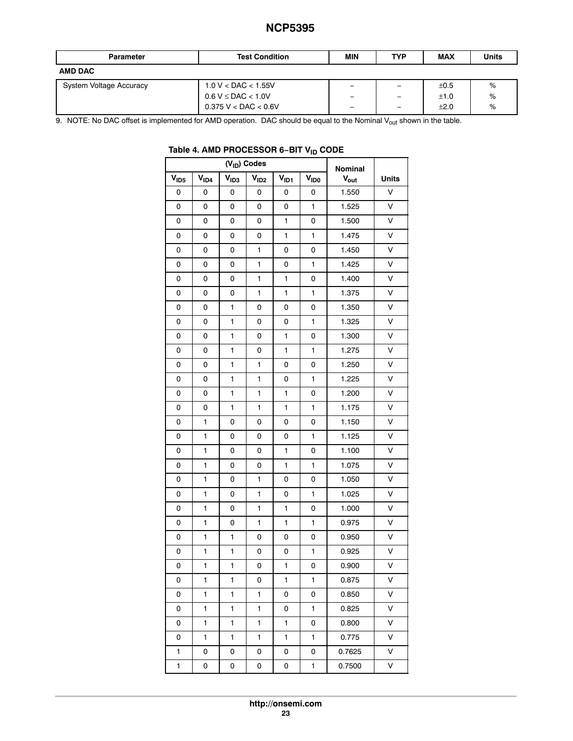| Parameter | Test Condition | MIN | TYP | MAX | Units |
|---|---|---|---|---|---|
| **AMD DAC** | | | | | |
| System Voltage Accuracy | 1.0 V < DAC < 1.55V | – | – | ±0.5 | % |
| | 0.6 V ≤ DAC < 1.0V | – | – | ±1.0 | % |
| | 0.375 V < DAC < 0.6V | – | – | ±2.0 | % |

9. NOTE: No DAC offset is implemented for AMD operation. DAC should be equal to the Nominal $V_{out}$ shown in the table.

**Table 4. AMD PROCESSOR 6−BIT $V_{ID}$ CODE**

| ($V_{ID}$) Codes | | | | | | Nominal | |
|---|---|---|---|---|---|---|---|
| $V_{ID5}$ | $V_{ID4}$ | $V_{ID3}$ | $V_{ID2}$ | $V_{ID1}$ | $V_{ID0}$ | $V_{out}$ | Units |
| 0 | 0 | 0 | 0 | 0 | 0 | 1.550 | V |
| 0 | 0 | 0 | 0 | 0 | 1 | 1.525 | V |
| 0 | 0 | 0 | 0 | 1 | 0 | 1.500 | V |
| 0 | 0 | 0 | 0 | 1 | 1 | 1.475 | V |
| 0 | 0 | 0 | 1 | 0 | 0 | 1.450 | V |
| 0 | 0 | 0 | 1 | 0 | 1 | 1.425 | V |
| 0 | 0 | 0 | 1 | 1 | 0 | 1.400 | V |
| 0 | 0 | 0 | 1 | 1 | 1 | 1.375 | V |
| 0 | 0 | 1 | 0 | 0 | 0 | 1.350 | V |
| 0 | 0 | 1 | 0 | 0 | 1 | 1.325 | V |
| 0 | 0 | 1 | 0 | 1 | 0 | 1.300 | V |
| 0 | 0 | 1 | 0 | 1 | 1 | 1.275 | V |
| 0 | 0 | 1 | 1 | 0 | 0 | 1.250 | V |
| 0 | 0 | 1 | 1 | 0 | 1 | 1.225 | V |
| 0 | 0 | 1 | 1 | 1 | 0 | 1.200 | V |
| 0 | 0 | 1 | 1 | 1 | 1 | 1.175 | V |
| 0 | 1 | 0 | 0 | 0 | 0 | 1.150 | V |
| 0 | 1 | 0 | 0 | 0 | 1 | 1.125 | V |
| 0 | 1 | 0 | 0 | 1 | 0 | 1.100 | V |
| 0 | 1 | 0 | 0 | 1 | 1 | 1.075 | V |
| 0 | 1 | 0 | 1 | 0 | 0 | 1.050 | V |
| 0 | 1 | 0 | 1 | 0 | 1 | 1.025 | V |
| 0 | 1 | 0 | 1 | 1 | 0 | 1.000 | V |
| 0 | 1 | 0 | 1 | 1 | 1 | 0.975 | V |
| 0 | 1 | 1 | 0 | 0 | 0 | 0.950 | V |
| 0 | 1 | 1 | 0 | 0 | 1 | 0.925 | V |
| 0 | 1 | 1 | 0 | 1 | 0 | 0.900 | V |
| 0 | 1 | 1 | 0 | 1 | 1 | 0.875 | V |
| 0 | 1 | 1 | 1 | 0 | 0 | 0.850 | V |
| 0 | 1 | 1 | 1 | 0 | 1 | 0.825 | V |
| 0 | 1 | 1 | 1 | 1 | 0 | 0.800 | V |
| 0 | 1 | 1 | 1 | 1 | 1 | 0.775 | V |
| 1 | 0 | 0 | 0 | 0 | 0 | 0.7625 | V |
| 1 | 0 | 0 | 0 | 0 | 1 | 0.7500 | V |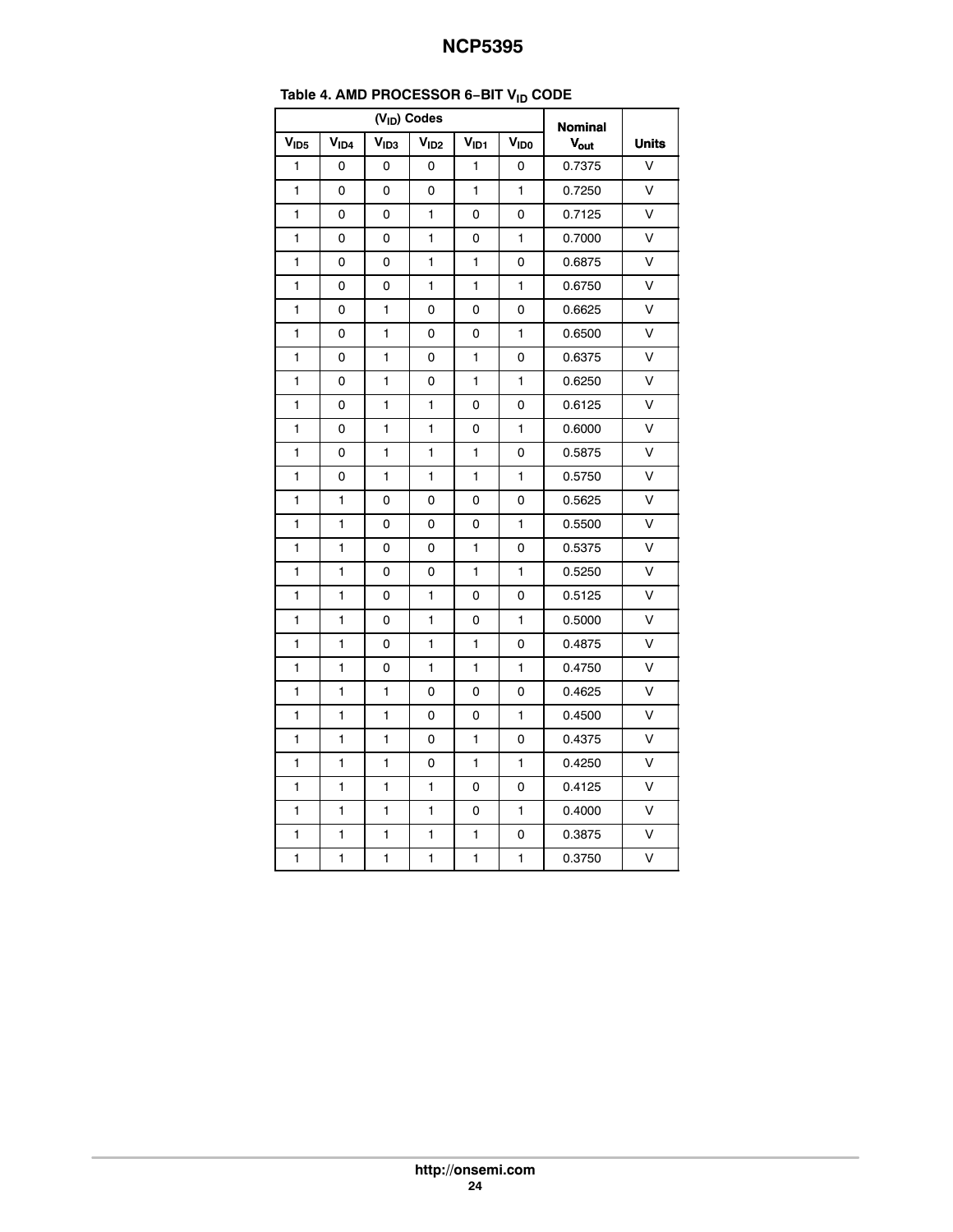**Table 4. AMD PROCESSOR 6−BIT $V_{ID}$ CODE**

| ($V_{ID}$) Codes | | | | | | Nominal $V_{out}$ | Units |
|---|---|---|---|---|---|---|---|
| $V_{ID5}$ | $V_{ID4}$ | $V_{ID3}$ | $V_{ID2}$ | $V_{ID1}$ | $V_{ID0}$ | | |
| 1 | 0 | 0 | 0 | 1 | 0 | 0.7375 | V |
| 1 | 0 | 0 | 0 | 1 | 1 | 0.7250 | V |
| 1 | 0 | 0 | 1 | 0 | 0 | 0.7125 | V |
| 1 | 0 | 0 | 1 | 0 | 1 | 0.7000 | V |
| 1 | 0 | 0 | 1 | 1 | 0 | 0.6875 | V |
| 1 | 0 | 0 | 1 | 1 | 1 | 0.6750 | V |
| 1 | 0 | 1 | 0 | 0 | 0 | 0.6625 | V |
| 1 | 0 | 1 | 0 | 0 | 1 | 0.6500 | V |
| 1 | 0 | 1 | 0 | 1 | 0 | 0.6375 | V |
| 1 | 0 | 1 | 0 | 1 | 1 | 0.6250 | V |
| 1 | 0 | 1 | 1 | 0 | 0 | 0.6125 | V |
| 1 | 0 | 1 | 1 | 0 | 1 | 0.6000 | V |
| 1 | 0 | 1 | 1 | 1 | 0 | 0.5875 | V |
| 1 | 0 | 1 | 1 | 1 | 1 | 0.5750 | V |
| 1 | 1 | 0 | 0 | 0 | 0 | 0.5625 | V |
| 1 | 1 | 0 | 0 | 0 | 1 | 0.5500 | V |
| 1 | 1 | 0 | 0 | 1 | 0 | 0.5375 | V |
| 1 | 1 | 0 | 0 | 1 | 1 | 0.5250 | V |
| 1 | 1 | 0 | 1 | 0 | 0 | 0.5125 | V |
| 1 | 1 | 0 | 1 | 0 | 1 | 0.5000 | V |
| 1 | 1 | 0 | 1 | 1 | 0 | 0.4875 | V |
| 1 | 1 | 0 | 1 | 1 | 1 | 0.4750 | V |
| 1 | 1 | 1 | 0 | 0 | 0 | 0.4625 | V |
| 1 | 1 | 1 | 0 | 0 | 1 | 0.4500 | V |
| 1 | 1 | 1 | 0 | 1 | 0 | 0.4375 | V |
| 1 | 1 | 1 | 0 | 1 | 1 | 0.4250 | V |
| 1 | 1 | 1 | 1 | 0 | 0 | 0.4125 | V |
| 1 | 1 | 1 | 1 | 0 | 1 | 0.4000 | V |
| 1 | 1 | 1 | 1 | 1 | 0 | 0.3875 | V |
| 1 | 1 | 1 | 1 | 1 | 1 | 0.3750 | V |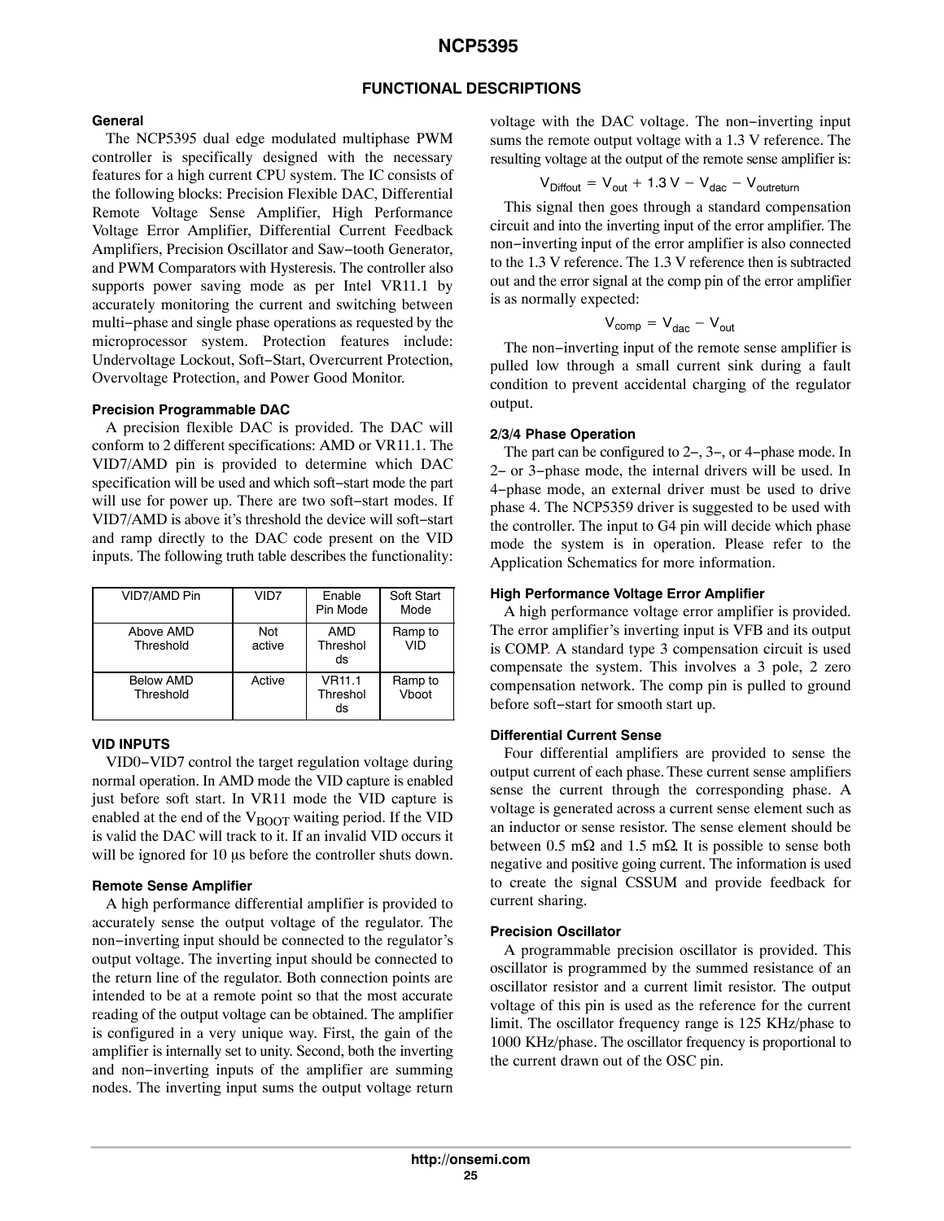## FUNCTIONAL DESCRIPTIONS

### General

The NCP5395 dual edge modulated multiphase PWM controller is specifically designed with the necessary features for a high current CPU system. The IC consists of the following blocks: Precision Flexible DAC, Differential Remote Voltage Sense Amplifier, High Performance Voltage Error Amplifier, Differential Current Feedback Amplifiers, Precision Oscillator and Saw−tooth Generator, and PWM Comparators with Hysteresis. The controller also supports power saving mode as per Intel VR11.1 by accurately monitoring the current and switching between multi−phase and single phase operations as requested by the microprocessor system. Protection features include: Undervoltage Lockout, Soft−Start, Overcurrent Protection, Overvoltage Protection, and Power Good Monitor.

### Precision Programmable DAC

A precision flexible DAC is provided. The DAC will conform to 2 different specifications: AMD or VR11.1. The VID7/AMD pin is provided to determine which DAC specification will be used and which soft−start mode the part will use for power up. There are two soft−start modes. If VID7/AMD is above it's threshold the device will soft−start and ramp directly to the DAC code present on the VID inputs. The following truth table describes the functionality:

| VID7/AMD Pin | VID7 | Enable Pin Mode | Soft Start Mode |
|---|---|---|---|
| Above AMD Threshold | Not active | AMD Thresholds | Ramp to VID |
| Below AMD Threshold | Active | VR11.1 Thresholds | Ramp to Vboot |

### VID INPUTS

VID0−VID7 control the target regulation voltage during normal operation. In AMD mode the VID capture is enabled just before soft start. In VR11 mode the VID capture is enabled at the end of the $V_{BOOT}$ waiting period. If the VID is valid the DAC will track to it. If an invalid VID occurs it will be ignored for 10 μs before the controller shuts down.

### Remote Sense Amplifier

A high performance differential amplifier is provided to accurately sense the output voltage of the regulator. The non−inverting input should be connected to the regulator's output voltage. The inverting input should be connected to the return line of the regulator. Both connection points are intended to be at a remote point so that the most accurate reading of the output voltage can be obtained. The amplifier is configured in a very unique way. First, the gain of the amplifier is internally set to unity. Second, both the inverting and non−inverting inputs of the amplifier are summing nodes. The inverting input sums the output voltage return voltage with the DAC voltage. The non−inverting input sums the remote output voltage with a 1.3 V reference. The resulting voltage at the output of the remote sense amplifier is:

$$V_{Diffout} = V_{out} + 1.3\text{ V} - V_{dac} - V_{outreturn}$$

This signal then goes through a standard compensation circuit and into the inverting input of the error amplifier. The non−inverting input of the error amplifier is also connected to the 1.3 V reference. The 1.3 V reference then is subtracted out and the error signal at the comp pin of the error amplifier is as normally expected:

$$V_{comp} = V_{dac} - V_{out}$$

The non−inverting input of the remote sense amplifier is pulled low through a small current sink during a fault condition to prevent accidental charging of the regulator output.

### 2/3/4 Phase Operation

The part can be configured to 2−, 3−, or 4−phase mode. In 2− or 3−phase mode, the internal drivers will be used. In 4−phase mode, an external driver must be used to drive phase 4. The NCP5359 driver is suggested to be used with the controller. The input to G4 pin will decide which phase mode the system is in operation. Please refer to the Application Schematics for more information.

### High Performance Voltage Error Amplifier

A high performance voltage error amplifier is provided. The error amplifier's inverting input is VFB and its output is COMP. A standard type 3 compensation circuit is used compensate the system. This involves a 3 pole, 2 zero compensation network. The comp pin is pulled to ground before soft−start for smooth start up.

### Differential Current Sense

Four differential amplifiers are provided to sense the output current of each phase. These current sense amplifiers sense the current through the corresponding phase. A voltage is generated across a current sense element such as an inductor or sense resistor. The sense element should be between 0.5 mΩ and 1.5 mΩ. It is possible to sense both negative and positive going current. The information is used to create the signal CSSUM and provide feedback for current sharing.

### Precision Oscillator

A programmable precision oscillator is provided. This oscillator is programmed by the summed resistance of an oscillator resistor and a current limit resistor. The output voltage of this pin is used as the reference for the current limit. The oscillator frequency range is 125 KHz/phase to 1000 KHz/phase. The oscillator frequency is proportional to the current drawn out of the OSC pin.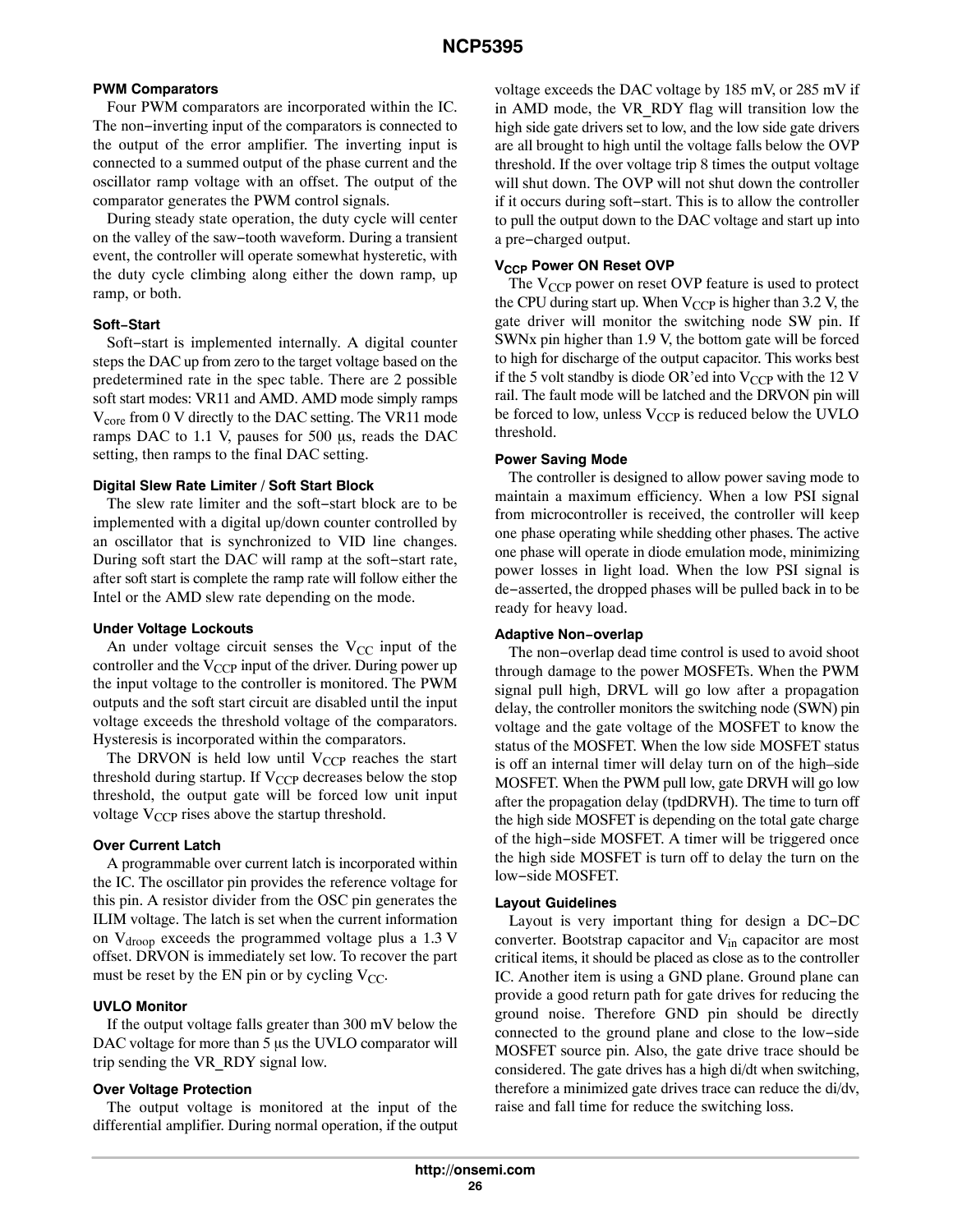#### PWM Comparators

Four PWM comparators are incorporated within the IC. The non−inverting input of the comparators is connected to the output of the error amplifier. The inverting input is connected to a summed output of the phase current and the oscillator ramp voltage with an offset. The output of the comparator generates the PWM control signals.

During steady state operation, the duty cycle will center on the valley of the saw−tooth waveform. During a transient event, the controller will operate somewhat hysteretic, with the duty cycle climbing along either the down ramp, up ramp, or both.

#### Soft−Start

Soft−start is implemented internally. A digital counter steps the DAC up from zero to the target voltage based on the predetermined rate in the spec table. There are 2 possible soft start modes: VR11 and AMD. AMD mode simply ramps $V_{core}$ from 0 V directly to the DAC setting. The VR11 mode ramps DAC to 1.1 V, pauses for 500 μs, reads the DAC setting, then ramps to the final DAC setting.

#### Digital Slew Rate Limiter / Soft Start Block

The slew rate limiter and the soft−start block are to be implemented with a digital up/down counter controlled by an oscillator that is synchronized to VID line changes. During soft start the DAC will ramp at the soft−start rate, after soft start is complete the ramp rate will follow either the Intel or the AMD slew rate depending on the mode.

#### Under Voltage Lockouts

An under voltage circuit senses the $V_{CC}$ input of the controller and the $V_{CCP}$ input of the driver. During power up the input voltage to the controller is monitored. The PWM outputs and the soft start circuit are disabled until the input voltage exceeds the threshold voltage of the comparators. Hysteresis is incorporated within the comparators.

The DRVON is held low until $V_{CCP}$ reaches the start threshold during startup. If $V_{CCP}$ decreases below the stop threshold, the output gate will be forced low unit input voltage $V_{CCP}$ rises above the startup threshold.

#### Over Current Latch

A programmable over current latch is incorporated within the IC. The oscillator pin provides the reference voltage for this pin. A resistor divider from the OSC pin generates the ILIM voltage. The latch is set when the current information on $V_{droop}$ exceeds the programmed voltage plus a 1.3 V offset. DRVON is immediately set low. To recover the part must be reset by the EN pin or by cycling $V_{CC}$.

#### UVLO Monitor

If the output voltage falls greater than 300 mV below the DAC voltage for more than 5 μs the UVLO comparator will trip sending the VR_RDY signal low.

#### Over Voltage Protection

The output voltage is monitored at the input of the differential amplifier. During normal operation, if the output voltage exceeds the DAC voltage by 185 mV, or 285 mV if in AMD mode, the VR_RDY flag will transition low the high side gate drivers set to low, and the low side gate drivers are all brought to high until the voltage falls below the OVP threshold. If the over voltage trip 8 times the output voltage will shut down. The OVP will not shut down the controller if it occurs during soft−start. This is to allow the controller to pull the output down to the DAC voltage and start up into a pre−charged output.

#### $V_{CCP}$ Power ON Reset OVP

The $V_{CCP}$ power on reset OVP feature is used to protect the CPU during start up. When $V_{CCP}$ is higher than 3.2 V, the gate driver will monitor the switching node SW pin. If SWNx pin higher than 1.9 V, the bottom gate will be forced to high for discharge of the output capacitor. This works best if the 5 volt standby is diode OR'ed into $V_{CCP}$ with the 12 V rail. The fault mode will be latched and the DRVON pin will be forced to low, unless $V_{CCP}$ is reduced below the UVLO threshold.

#### Power Saving Mode

The controller is designed to allow power saving mode to maintain a maximum efficiency. When a low PSI signal from microcontroller is received, the controller will keep one phase operating while shedding other phases. The active one phase will operate in diode emulation mode, minimizing power losses in light load. When the low PSI signal is de−asserted, the dropped phases will be pulled back in to be ready for heavy load.

#### Adaptive Non−overlap

The non−overlap dead time control is used to avoid shoot through damage to the power MOSFETs. When the PWM signal pull high, DRVL will go low after a propagation delay, the controller monitors the switching node (SWN) pin voltage and the gate voltage of the MOSFET to know the status of the MOSFET. When the low side MOSFET status is off an internal timer will delay turn on of the high−side MOSFET. When the PWM pull low, gate DRVH will go low after the propagation delay (tpdDRVH). The time to turn off the high side MOSFET is depending on the total gate charge of the high−side MOSFET. A timer will be triggered once the high side MOSFET is turn off to delay the turn on the low−side MOSFET.

#### Layout Guidelines

Layout is very important thing for design a DC−DC converter. Bootstrap capacitor and $V_{in}$ capacitor are most critical items, it should be placed as close as to the controller IC. Another item is using a GND plane. Ground plane can provide a good return path for gate drives for reducing the ground noise. Therefore GND pin should be directly connected to the ground plane and close to the low−side MOSFET source pin. Also, the gate drive trace should be considered. The gate drives has a high di/dt when switching, therefore a minimized gate drives trace can reduce the di/dv, raise and fall time for reduce the switching loss.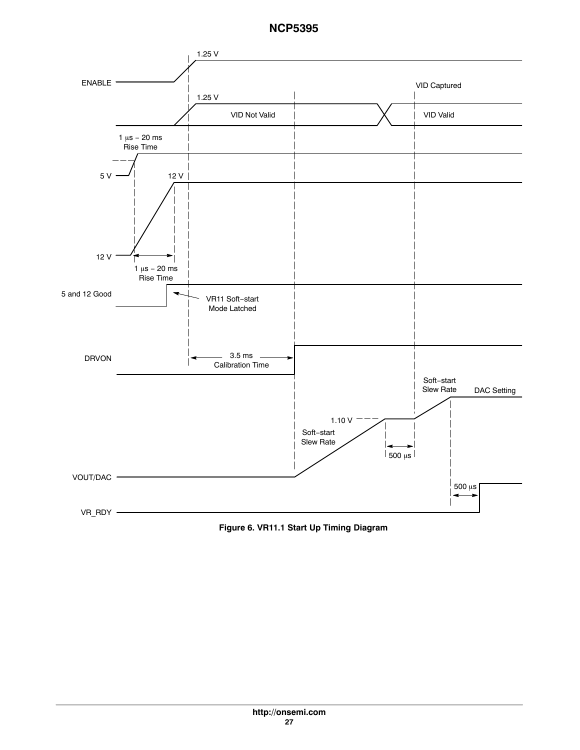**Figure 6. VR11.1 Start Up Timing Diagram**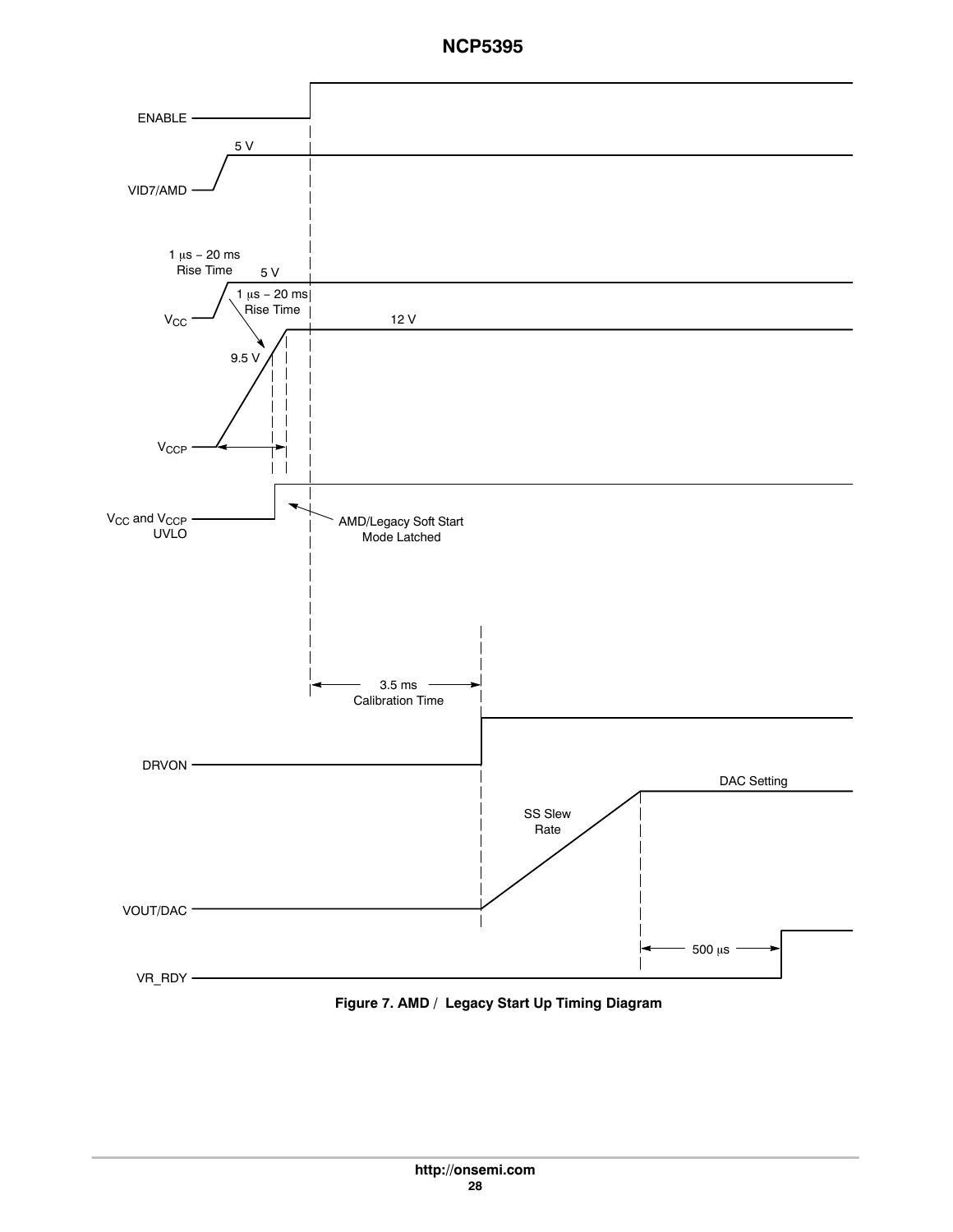ENABLE

VID7/AMD

5 V

1 μs − 20 ms Rise Time

5 V

$V_{CC}$

1 μs − 20 ms Rise Time

12 V

9.5 V

$V_{CCP}$

$V_{CC}$ and $V_{CCP}$ UVLO

AMD/Legacy Soft Start Mode Latched

3.5 ms Calibration Time

DRVON

DAC Setting

SS Slew Rate

VOUT/DAC

500 μs

VR_RDY

**Figure 7. AMD / Legacy Start Up Timing Diagram**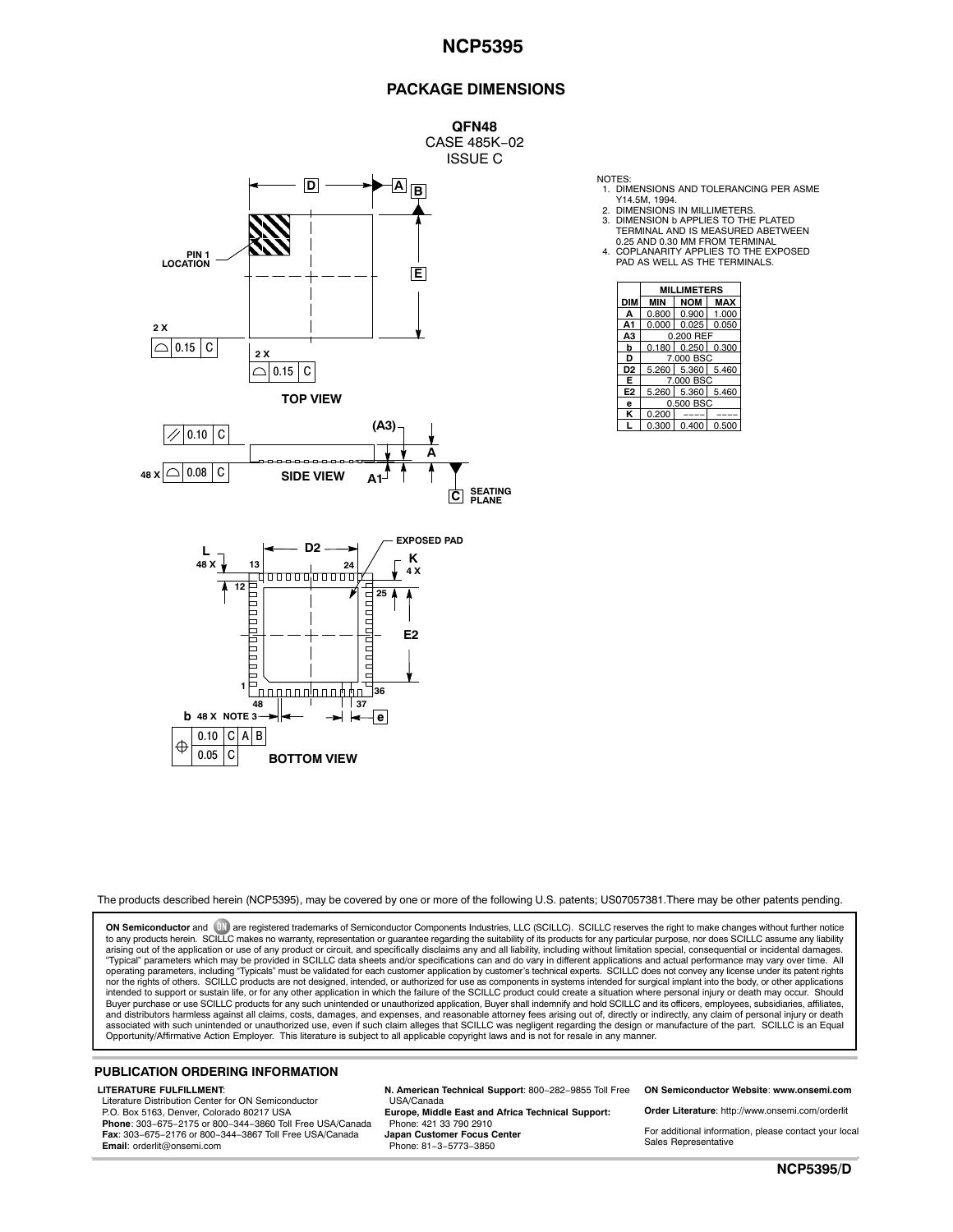## PACKAGE DIMENSIONS

**QFN48**
CASE 485K−02
ISSUE C

TOP VIEW

SIDE VIEW

BOTTOM VIEW

NOTES:
1. DIMENSIONS AND TOLERANCING PER ASME Y14.5M, 1994.
2. DIMENSIONS IN MILLIMETERS.
3. DIMENSION b APPLIES TO THE PLATED TERMINAL AND IS MEASURED ABETWEEN 0.25 AND 0.30 MM FROM TERMINAL
4. COPLANARITY APPLIES TO THE EXPOSED PAD AS WELL AS THE TERMINALS.

| | MILLIMETERS | | |
|---|---|---|---|
| DIM | MIN | NOM | MAX |
| A | 0.800 | 0.900 | 1.000 |
| A1 | 0.000 | 0.025 | 0.050 |
| A3 | 0.200 REF | | |
| b | 0.180 | 0.250 | 0.300 |
| D | 7.000 BSC | | |
| D2 | 5.260 | 5.360 | 5.460 |
| E | 7.000 BSC | | |
| E2 | 5.260 | 5.360 | 5.460 |
| e | 0.500 BSC | | |
| K | 0.200 | ---- | ---- |
| L | 0.300 | 0.400 | 0.500 |

The products described herein (NCP5395), may be covered by one or more of the following U.S. patents; US07057381.There may be other patents pending.

**ON Semiconductor** and ON are registered trademarks of Semiconductor Components Industries, LLC (SCILLC). SCILLC reserves the right to make changes without further notice to any products herein. SCILLC makes no warranty, representation or guarantee regarding the suitability of its products for any particular purpose, nor does SCILLC assume any liability arising out of the application or use of any product or circuit, and specifically disclaims any and all liability, including without limitation special, consequential or incidental damages. "Typical" parameters which may be provided in SCILLC data sheets and/or specifications can and do vary in different applications and actual performance may vary over time. All operating parameters, including "Typicals" must be validated for each customer application by customer's technical experts. SCILLC does not convey any license under its patent rights nor the rights of others. SCILLC products are not designed, intended, or authorized for use as components in systems intended for surgical implant into the body, or other applications intended to support or sustain life, or for any other application in which the failure of the SCILLC product could create a situation where personal injury or death may occur. Should Buyer purchase or use SCILLC products for any such unintended or unauthorized application, Buyer shall indemnify and hold SCILLC and its officers, employees, subsidiaries, affiliates, and distributors harmless against all claims, costs, damages, and expenses, and reasonable attorney fees arising out of, directly or indirectly, any claim of personal injury or death associated with such unintended or unauthorized use, even if such claim alleges that SCILLC was negligent regarding the design or manufacture of the part. SCILLC is an Equal Opportunity/Affirmative Action Employer. This literature is subject to all applicable copyright laws and is not for resale in any manner.

### PUBLICATION ORDERING INFORMATION

**LITERATURE FULFILLMENT**:
Literature Distribution Center for ON Semiconductor
P.O. Box 5163, Denver, Colorado 80217 USA
**Phone**: 303−675−2175 or 800−344−3860 Toll Free USA/Canada
**Fax**: 303−675−2176 or 800−344−3867 Toll Free USA/Canada
**Email**: orderlit@onsemi.com

**N. American Technical Support**: 800−282−9855 Toll Free USA/Canada
**Europe, Middle East and Africa Technical Support:**
Phone: 421 33 790 2910
**Japan Customer Focus Center**
Phone: 81−3−5773−3850

**ON Semiconductor Website**: **www.onsemi.com**

**Order Literature**: http://www.onsemi.com/orderlit

For additional information, please contact your local Sales Representative

**NCP5395/D**